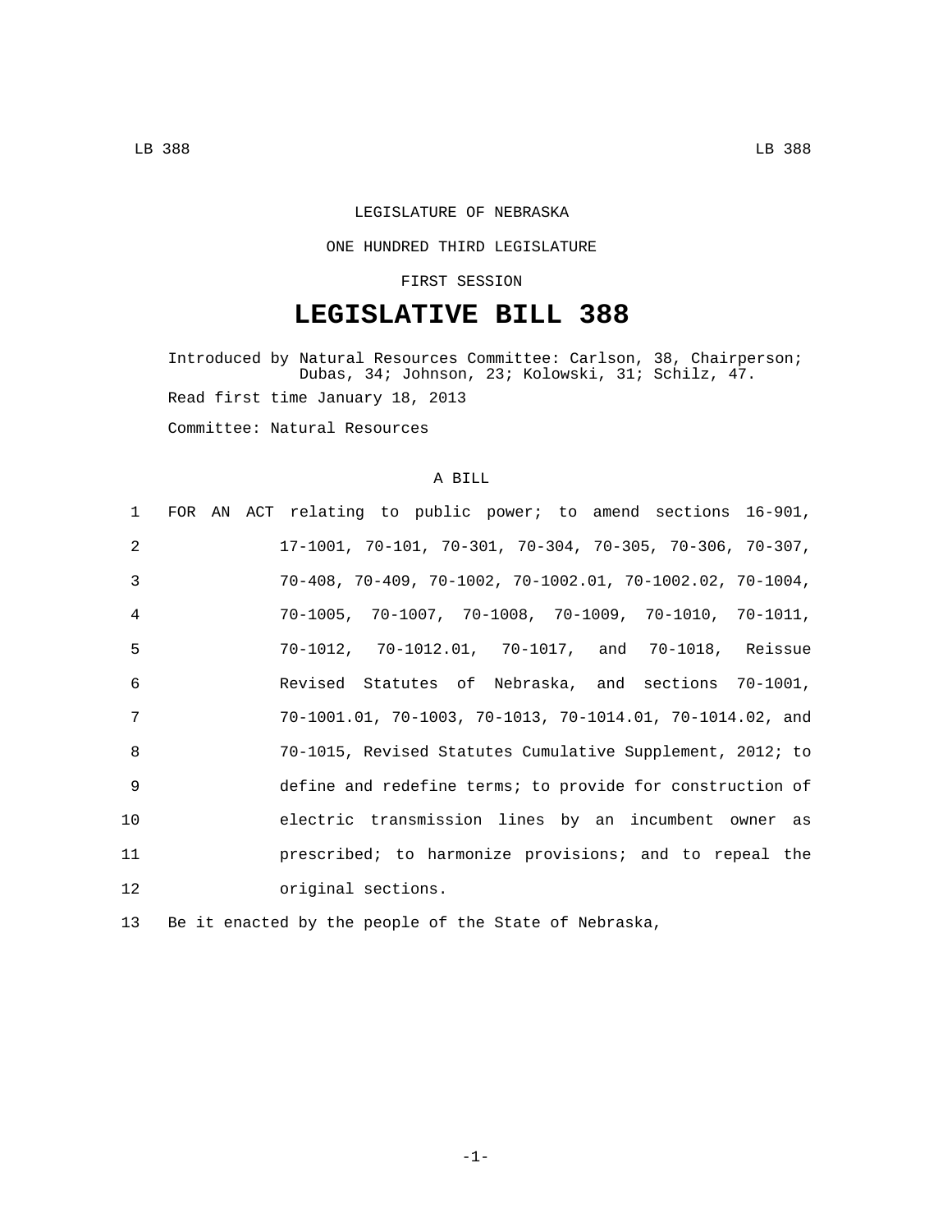LEGISLATURE OF NEBRASKA

ONE HUNDRED THIRD LEGISLATURE

FIRST SESSION

# LEGISLATIVE BILL 388

Introduced by Natural Resources Committee: Carlson, 38, Chairperson; Dubas, 34; Johnson, 23; Kolowski, 31; Schilz, 47.

Read first time January 18, 2013

Committee: Natural Resources

A BILL

1 FOR AN ACT relating to public power; to amend sections 16-901,
2 17-1001, 70-101, 70-301, 70-304, 70-305, 70-306, 70-307,
3 70-408, 70-409, 70-1002, 70-1002.01, 70-1002.02, 70-1004,
4 70-1005, 70-1007, 70-1008, 70-1009, 70-1010, 70-1011,
5 70-1012, 70-1012.01, 70-1017, and 70-1018, Reissue
6 Revised Statutes of Nebraska, and sections 70-1001,
7 70-1001.01, 70-1003, 70-1013, 70-1014.01, 70-1014.02, and
8 70-1015, Revised Statutes Cumulative Supplement, 2012; to
9 define and redefine terms; to provide for construction of
10 electric transmission lines by an incumbent owner as
11 prescribed; to harmonize provisions; and to repeal the
12 original sections.

13 Be it enacted by the people of the State of Nebraska,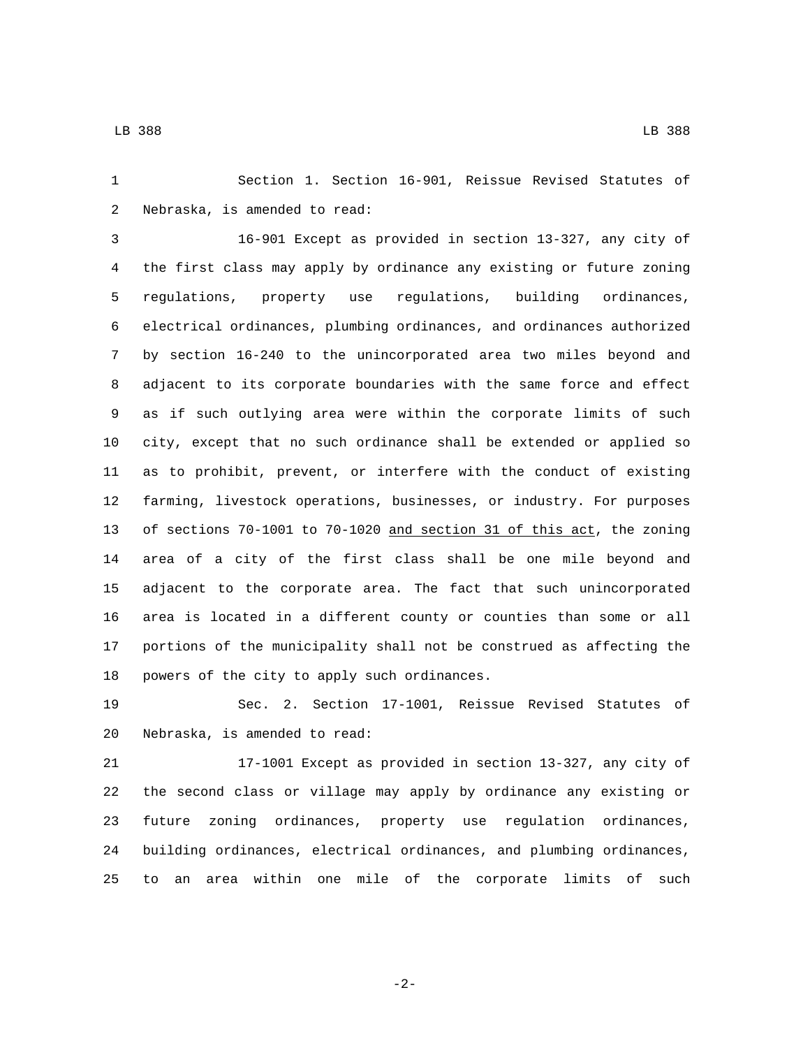Section 1. Section 16-901, Reissue Revised Statutes of Nebraska, is amended to read:

16-901 Except as provided in section 13-327, any city of the first class may apply by ordinance any existing or future zoning regulations, property use regulations, building ordinances, electrical ordinances, plumbing ordinances, and ordinances authorized by section 16-240 to the unincorporated area two miles beyond and adjacent to its corporate boundaries with the same force and effect as if such outlying area were within the corporate limits of such city, except that no such ordinance shall be extended or applied so as to prohibit, prevent, or interfere with the conduct of existing farming, livestock operations, businesses, or industry. For purposes of sections 70-1001 to 70-1020 <u>and section 31 of this act</u>, the zoning area of a city of the first class shall be one mile beyond and adjacent to the corporate area. The fact that such unincorporated area is located in a different county or counties than some or all portions of the municipality shall not be construed as affecting the powers of the city to apply such ordinances.

Sec. 2. Section 17-1001, Reissue Revised Statutes of Nebraska, is amended to read:

17-1001 Except as provided in section 13-327, any city of the second class or village may apply by ordinance any existing or future zoning ordinances, property use regulation ordinances, building ordinances, electrical ordinances, and plumbing ordinances, to an area within one mile of the corporate limits of such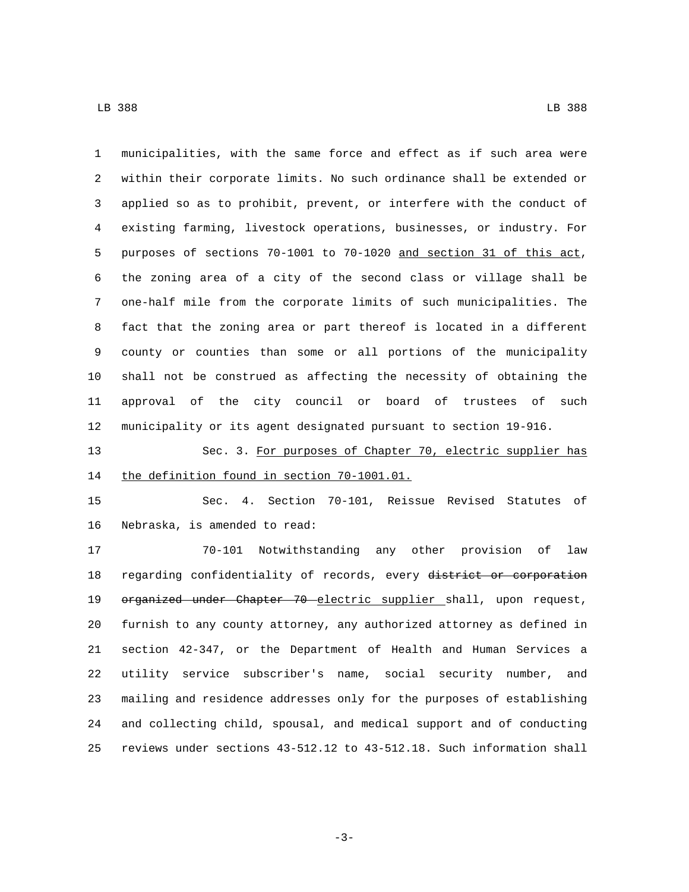municipalities, with the same force and effect as if such area were within their corporate limits. No such ordinance shall be extended or applied so as to prohibit, prevent, or interfere with the conduct of existing farming, livestock operations, businesses, or industry. For purposes of sections 70-1001 to 70-1020 <u>and section 31 of this act</u>, the zoning area of a city of the second class or village shall be one-half mile from the corporate limits of such municipalities. The fact that the zoning area or part thereof is located in a different county or counties than some or all portions of the municipality shall not be construed as affecting the necessity of obtaining the approval of the city council or board of trustees of such municipality or its agent designated pursuant to section 19-916.

Sec. 3. <u>For purposes of Chapter 70, electric supplier has the definition found in section 70-1001.01.</u>

Sec. 4. Section 70-101, Reissue Revised Statutes of Nebraska, is amended to read:

70-101 Notwithstanding any other provision of law regarding confidentiality of records, every ~~district or corporation organized under Chapter 70~~ <u>electric supplier</u> shall, upon request, furnish to any county attorney, any authorized attorney as defined in section 42-347, or the Department of Health and Human Services a utility service subscriber's name, social security number, and mailing and residence addresses only for the purposes of establishing and collecting child, spousal, and medical support and of conducting reviews under sections 43-512.12 to 43-512.18. Such information shall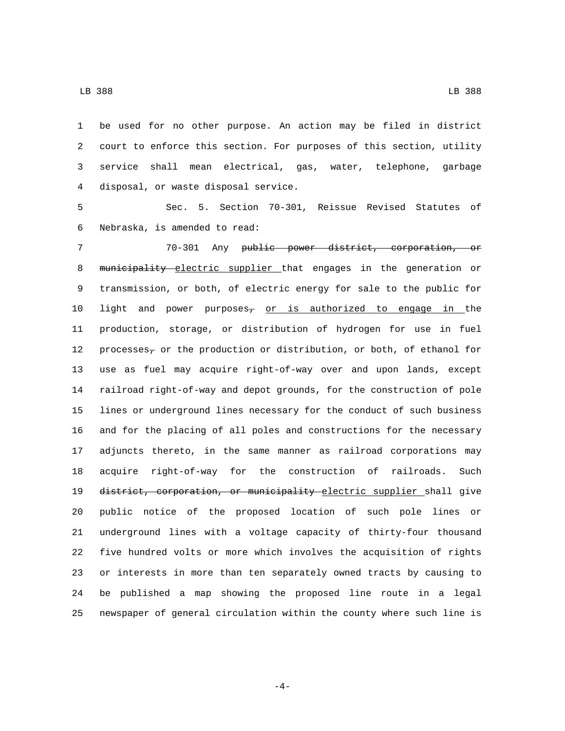be used for no other purpose. An action may be filed in district court to enforce this section. For purposes of this section, utility service shall mean electrical, gas, water, telephone, garbage disposal, or waste disposal service.

Sec. 5. Section 70-301, Reissue Revised Statutes of Nebraska, is amended to read:

70-301 Any ~~public power district, corporation, or municipality~~ electric supplier that engages in the generation or transmission, or both, of electric energy for sale to the public for light and power purposes~~,~~ or is authorized to engage in the production, storage, or distribution of hydrogen for use in fuel processes~~,~~ or the production or distribution, or both, of ethanol for use as fuel may acquire right-of-way over and upon lands, except railroad right-of-way and depot grounds, for the construction of pole lines or underground lines necessary for the conduct of such business and for the placing of all poles and constructions for the necessary adjuncts thereto, in the same manner as railroad corporations may acquire right-of-way for the construction of railroads. Such ~~district, corporation, or municipality~~ electric supplier shall give public notice of the proposed location of such pole lines or underground lines with a voltage capacity of thirty-four thousand five hundred volts or more which involves the acquisition of rights or interests in more than ten separately owned tracts by causing to be published a map showing the proposed line route in a legal newspaper of general circulation within the county where such line is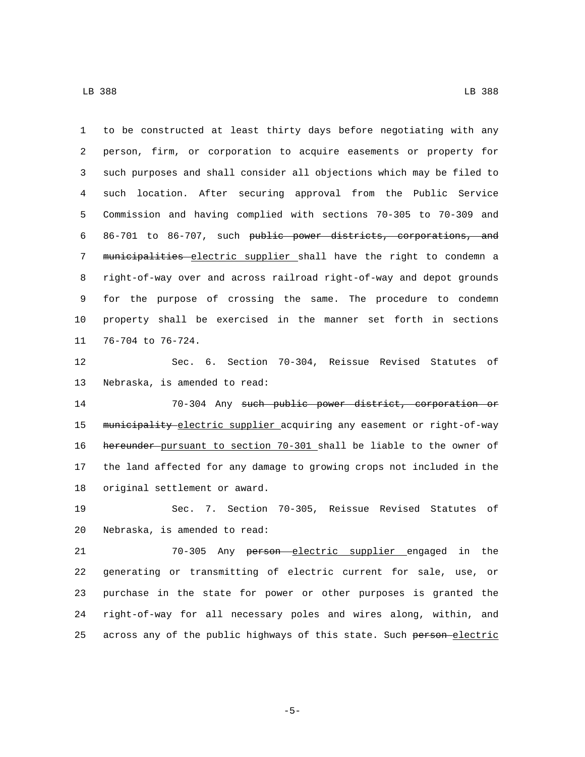to be constructed at least thirty days before negotiating with any person, firm, or corporation to acquire easements or property for such purposes and shall consider all objections which may be filed to such location. After securing approval from the Public Service Commission and having complied with sections 70-305 to 70-309 and 86-701 to 86-707, such ~~public power districts, corporations, and municipalities~~ electric supplier shall have the right to condemn a right-of-way over and across railroad right-of-way and depot grounds for the purpose of crossing the same. The procedure to condemn property shall be exercised in the manner set forth in sections 76-704 to 76-724.

Sec. 6. Section 70-304, Reissue Revised Statutes of Nebraska, is amended to read:

70-304 Any ~~such public power district, corporation or municipality~~ electric supplier acquiring any easement or right-of-way ~~hereunder~~ pursuant to section 70-301 shall be liable to the owner of the land affected for any damage to growing crops not included in the original settlement or award.

Sec. 7. Section 70-305, Reissue Revised Statutes of Nebraska, is amended to read:

70-305 Any ~~person~~ electric supplier engaged in the generating or transmitting of electric current for sale, use, or purchase in the state for power or other purposes is granted the right-of-way for all necessary poles and wires along, within, and across any of the public highways of this state. Such ~~person~~ electric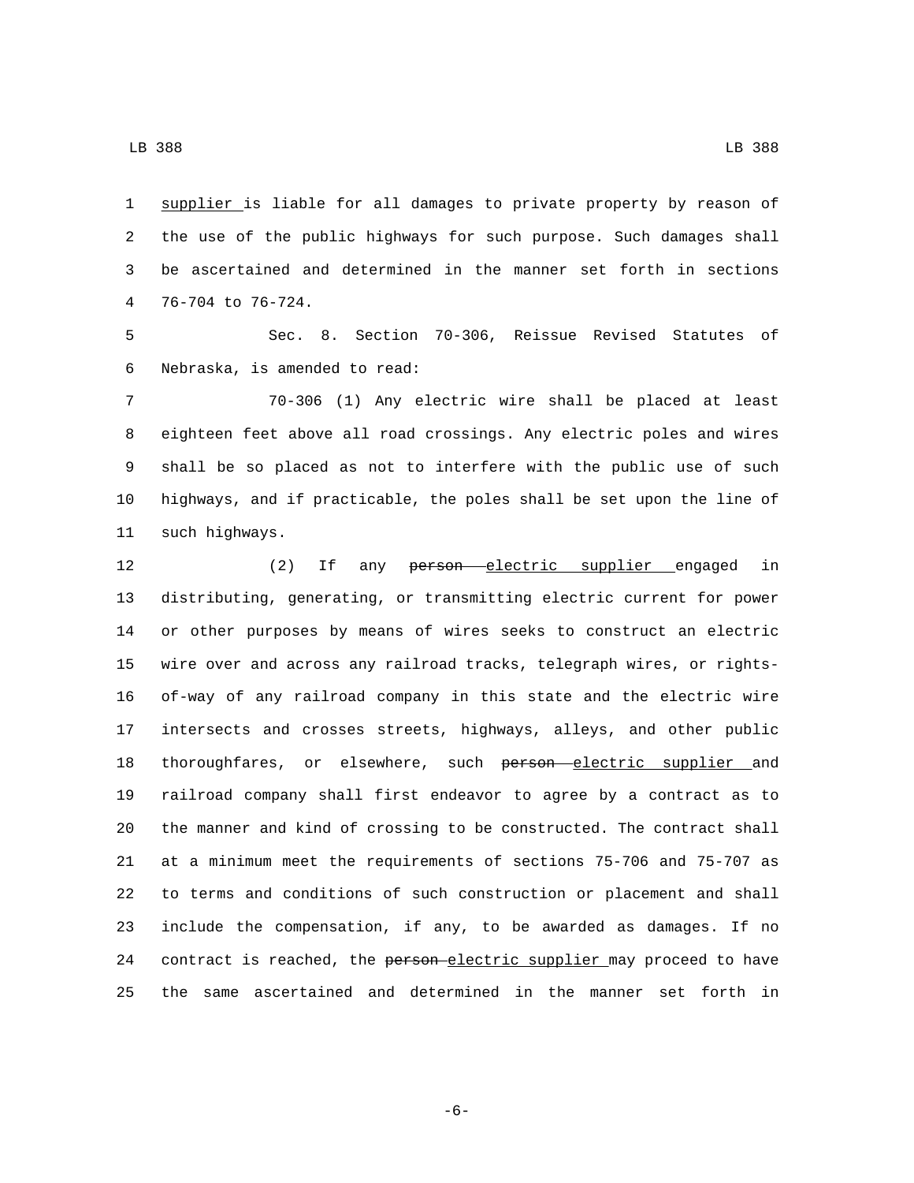supplier is liable for all damages to private property by reason of the use of the public highways for such purpose. Such damages shall be ascertained and determined in the manner set forth in sections 76-704 to 76-724.

Sec. 8. Section 70-306, Reissue Revised Statutes of Nebraska, is amended to read:

70-306 (1) Any electric wire shall be placed at least eighteen feet above all road crossings. Any electric poles and wires shall be so placed as not to interfere with the public use of such highways, and if practicable, the poles shall be set upon the line of such highways.

(2) If any ~~person~~ electric supplier engaged in distributing, generating, or transmitting electric current for power or other purposes by means of wires seeks to construct an electric wire over and across any railroad tracks, telegraph wires, or rights-of-way of any railroad company in this state and the electric wire intersects and crosses streets, highways, alleys, and other public thoroughfares, or elsewhere, such ~~person~~ electric supplier and railroad company shall first endeavor to agree by a contract as to the manner and kind of crossing to be constructed. The contract shall at a minimum meet the requirements of sections 75-706 and 75-707 as to terms and conditions of such construction or placement and shall include the compensation, if any, to be awarded as damages. If no contract is reached, the ~~person~~ electric supplier may proceed to have the same ascertained and determined in the manner set forth in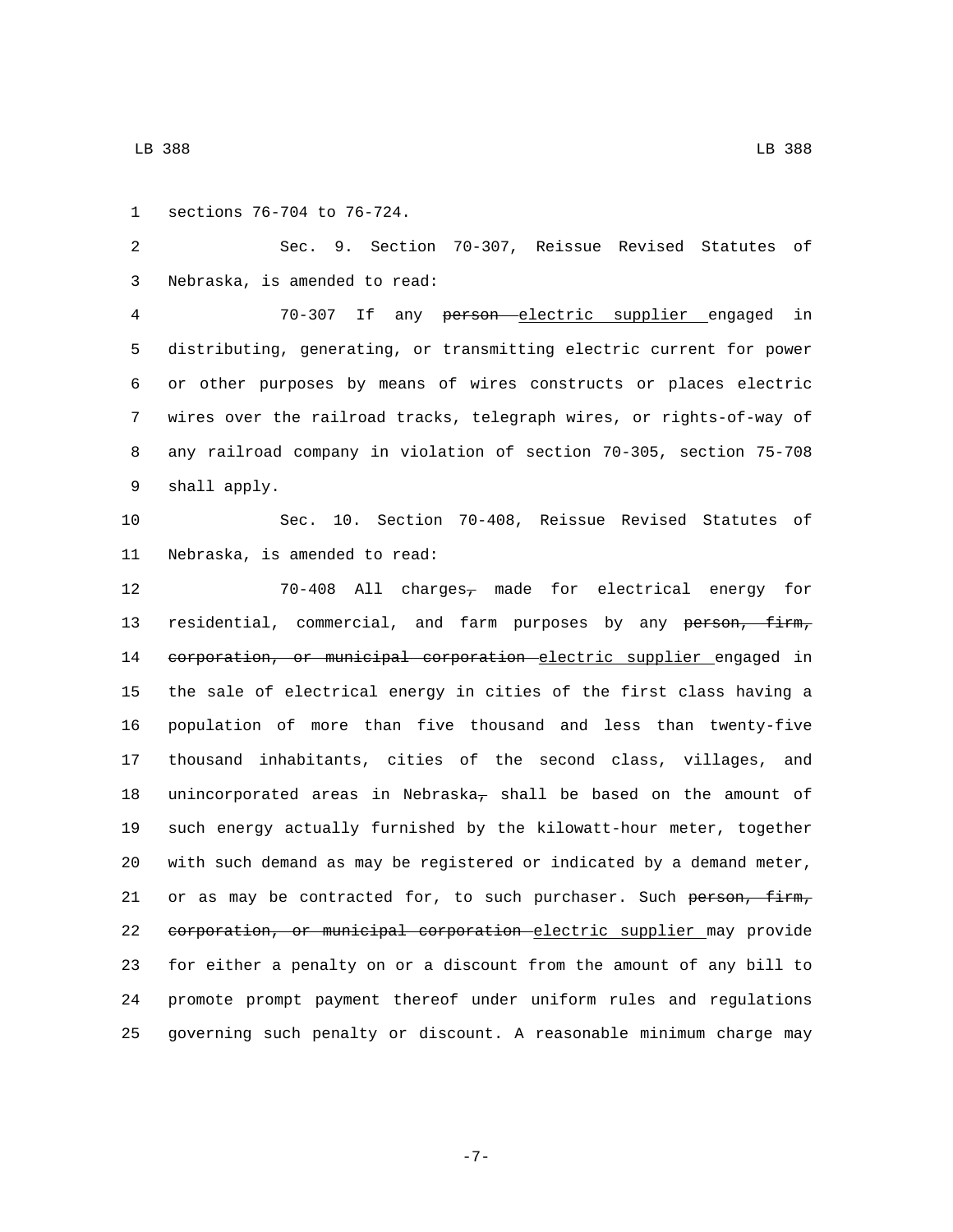sections 76-704 to 76-724.

Sec. 9. Section 70-307, Reissue Revised Statutes of Nebraska, is amended to read:

70-307 If any ~~person~~ electric supplier engaged in distributing, generating, or transmitting electric current for power or other purposes by means of wires constructs or places electric wires over the railroad tracks, telegraph wires, or rights-of-way of any railroad company in violation of section 70-305, section 75-708 shall apply.

Sec. 10. Section 70-408, Reissue Revised Statutes of Nebraska, is amended to read:

70-408 All charges~~,~~ made for electrical energy for residential, commercial, and farm purposes by any ~~person, firm, corporation, or municipal corporation~~ electric supplier engaged in the sale of electrical energy in cities of the first class having a population of more than five thousand and less than twenty-five thousand inhabitants, cities of the second class, villages, and unincorporated areas in Nebraska~~,~~ shall be based on the amount of such energy actually furnished by the kilowatt-hour meter, together with such demand as may be registered or indicated by a demand meter, or as may be contracted for, to such purchaser. Such ~~person, firm, corporation, or municipal corporation~~ electric supplier may provide for either a penalty on or a discount from the amount of any bill to promote prompt payment thereof under uniform rules and regulations governing such penalty or discount. A reasonable minimum charge may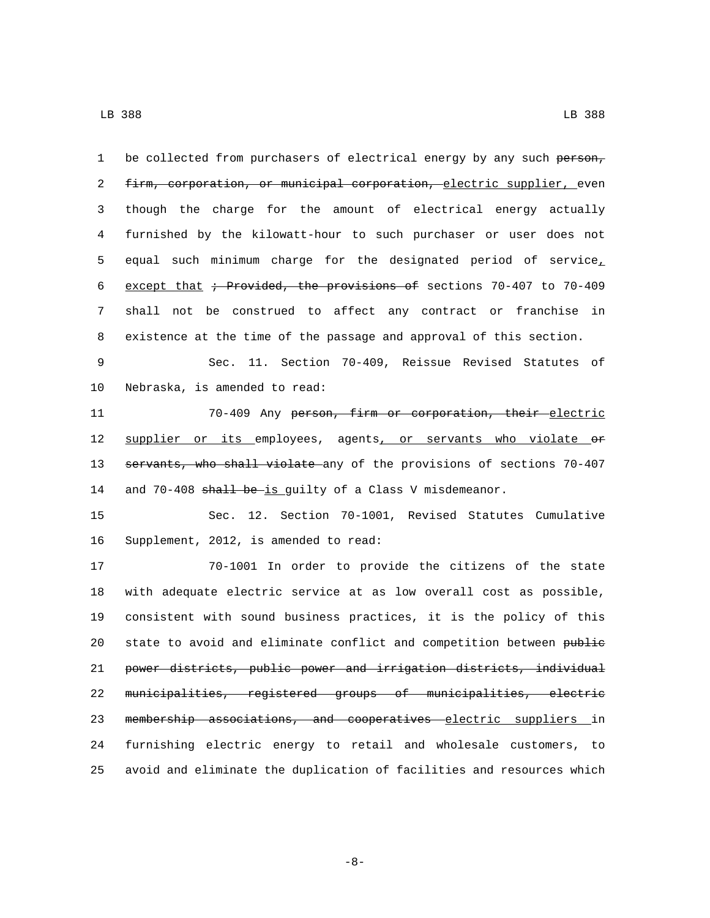be collected from purchasers of electrical energy by any such ~~person, firm, corporation, or municipal corporation,~~ electric supplier, even though the charge for the amount of electrical energy actually furnished by the kilowatt-hour to such purchaser or user does not equal such minimum charge for the designated period of service, except that ~~; Provided, the provisions of~~ sections 70-407 to 70-409 shall not be construed to affect any contract or franchise in existence at the time of the passage and approval of this section.

Sec. 11. Section 70-409, Reissue Revised Statutes of Nebraska, is amended to read:

70-409 Any ~~person, firm or corporation, their~~ electric supplier or its employees, agents, or servants who violate ~~or servants, who shall violate~~ any of the provisions of sections 70-407 and 70-408 ~~shall be~~ is guilty of a Class V misdemeanor.

Sec. 12. Section 70-1001, Revised Statutes Cumulative Supplement, 2012, is amended to read:

70-1001 In order to provide the citizens of the state with adequate electric service at as low overall cost as possible, consistent with sound business practices, it is the policy of this state to avoid and eliminate conflict and competition between ~~public power districts, public power and irrigation districts, individual municipalities, registered groups of municipalities, electric membership associations, and cooperatives~~ electric suppliers in furnishing electric energy to retail and wholesale customers, to avoid and eliminate the duplication of facilities and resources which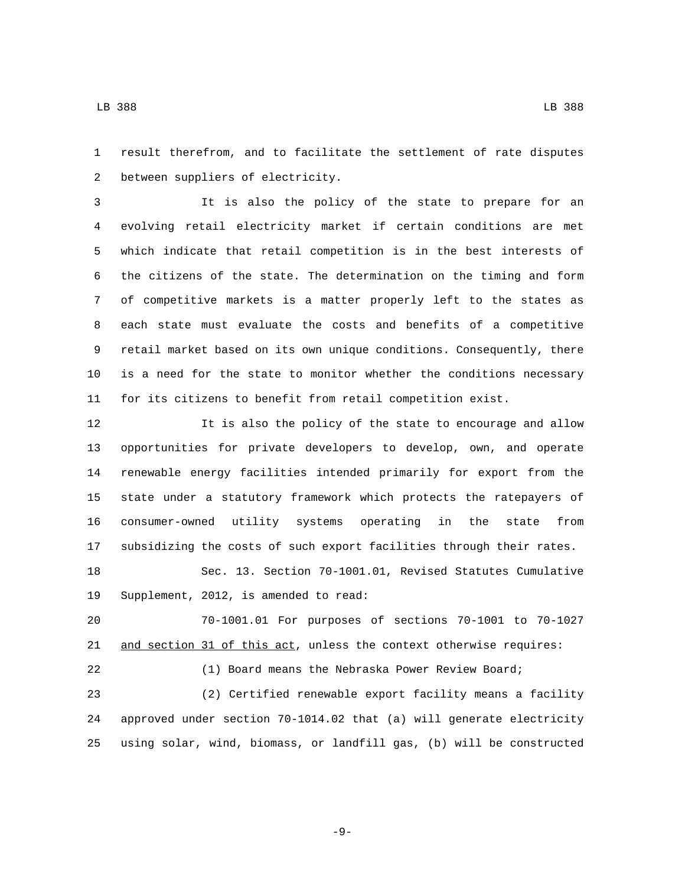result therefrom, and to facilitate the settlement of rate disputes between suppliers of electricity.

It is also the policy of the state to prepare for an evolving retail electricity market if certain conditions are met which indicate that retail competition is in the best interests of the citizens of the state. The determination on the timing and form of competitive markets is a matter properly left to the states as each state must evaluate the costs and benefits of a competitive retail market based on its own unique conditions. Consequently, there is a need for the state to monitor whether the conditions necessary for its citizens to benefit from retail competition exist.

It is also the policy of the state to encourage and allow opportunities for private developers to develop, own, and operate renewable energy facilities intended primarily for export from the state under a statutory framework which protects the ratepayers of consumer-owned utility systems operating in the state from subsidizing the costs of such export facilities through their rates.

Sec. 13. Section 70-1001.01, Revised Statutes Cumulative Supplement, 2012, is amended to read:

70-1001.01 For purposes of sections 70-1001 to 70-1027 <u>and section 31 of this act</u>, unless the context otherwise requires:

(1) Board means the Nebraska Power Review Board;

(2) Certified renewable export facility means a facility approved under section 70-1014.02 that (a) will generate electricity using solar, wind, biomass, or landfill gas, (b) will be constructed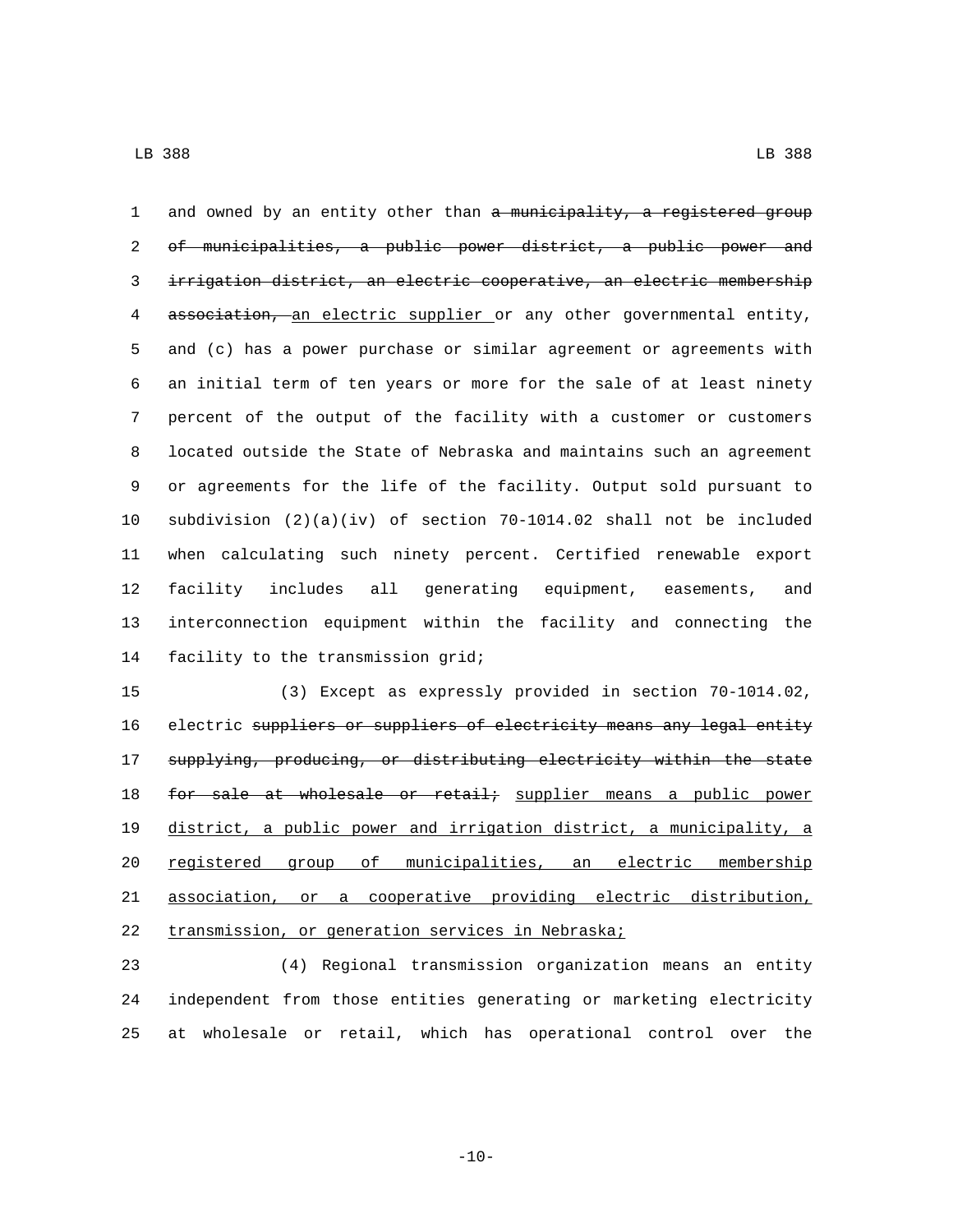and owned by an entity other than ~~a municipality, a registered group of municipalities, a public power district, a public power and irrigation district, an electric cooperative, an electric membership association,~~ <u>an electric supplier</u> or any other governmental entity, and (c) has a power purchase or similar agreement or agreements with an initial term of ten years or more for the sale of at least ninety percent of the output of the facility with a customer or customers located outside the State of Nebraska and maintains such an agreement or agreements for the life of the facility. Output sold pursuant to subdivision (2)(a)(iv) of section 70-1014.02 shall not be included when calculating such ninety percent. Certified renewable export facility includes all generating equipment, easements, and interconnection equipment within the facility and connecting the facility to the transmission grid;

(3) Except as expressly provided in section 70-1014.02, electric ~~suppliers or suppliers of electricity means any legal entity supplying, producing, or distributing electricity within the state for sale at wholesale or retail;~~ <u>supplier means a public power district, a public power and irrigation district, a municipality, a registered group of municipalities, an electric membership association, or a cooperative providing electric distribution, transmission, or generation services in Nebraska;</u>

(4) Regional transmission organization means an entity independent from those entities generating or marketing electricity at wholesale or retail, which has operational control over the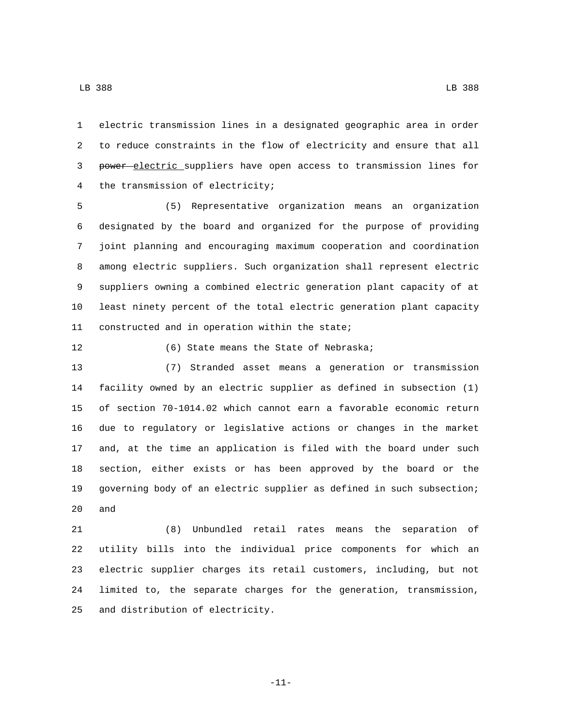electric transmission lines in a designated geographic area in order to reduce constraints in the flow of electricity and ensure that all ~~power~~ electric suppliers have open access to transmission lines for the transmission of electricity;

(5) Representative organization means an organization designated by the board and organized for the purpose of providing joint planning and encouraging maximum cooperation and coordination among electric suppliers. Such organization shall represent electric suppliers owning a combined electric generation plant capacity of at least ninety percent of the total electric generation plant capacity constructed and in operation within the state;

(6) State means the State of Nebraska;

(7) Stranded asset means a generation or transmission facility owned by an electric supplier as defined in subsection (1) of section 70-1014.02 which cannot earn a favorable economic return due to regulatory or legislative actions or changes in the market and, at the time an application is filed with the board under such section, either exists or has been approved by the board or the governing body of an electric supplier as defined in such subsection; and

(8) Unbundled retail rates means the separation of utility bills into the individual price components for which an electric supplier charges its retail customers, including, but not limited to, the separate charges for the generation, transmission, and distribution of electricity.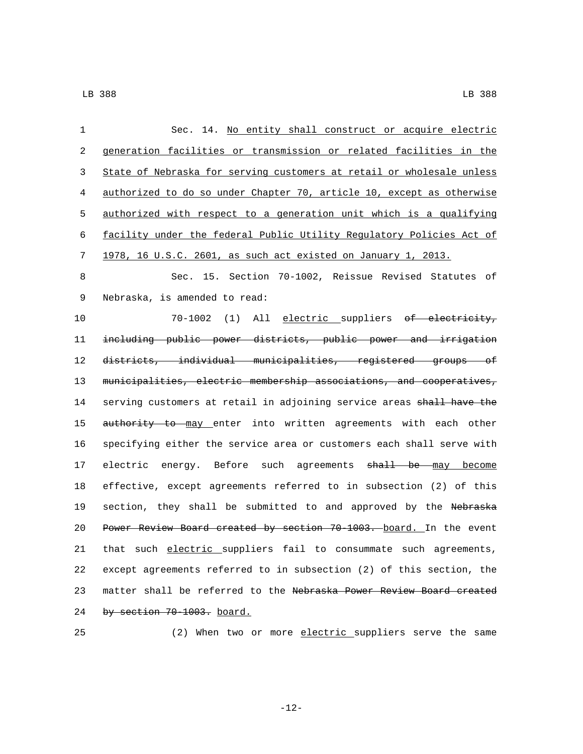Sec. 14. No entity shall construct or acquire electric generation facilities or transmission or related facilities in the State of Nebraska for serving customers at retail or wholesale unless authorized to do so under Chapter 70, article 10, except as otherwise authorized with respect to a generation unit which is a qualifying facility under the federal Public Utility Regulatory Policies Act of 1978, 16 U.S.C. 2601, as such act existed on January 1, 2013.

Sec. 15. Section 70-1002, Reissue Revised Statutes of Nebraska, is amended to read:

70-1002 (1) All electric suppliers ~~of electricity, including public power districts, public power and irrigation districts, individual municipalities, registered groups of municipalities, electric membership associations, and cooperatives,~~ serving customers at retail in adjoining service areas ~~shall have the authority to~~ may enter into written agreements with each other specifying either the service area or customers each shall serve with electric energy. Before such agreements ~~shall be~~ may become effective, except agreements referred to in subsection (2) of this section, they shall be submitted to and approved by the ~~Nebraska Power Review Board created by section 70-1003.~~ board. In the event that such electric suppliers fail to consummate such agreements, except agreements referred to in subsection (2) of this section, the matter shall be referred to the ~~Nebraska Power Review Board created by section 70-1003.~~ board.

(2) When two or more electric suppliers serve the same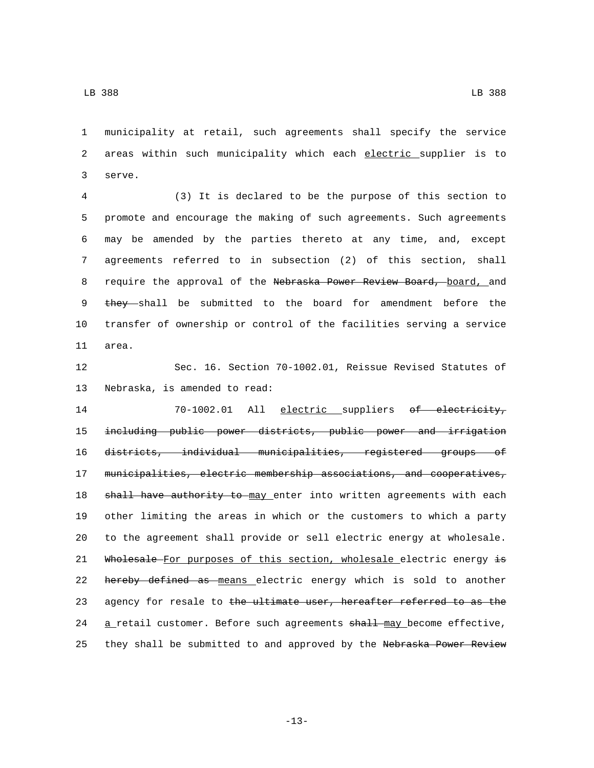municipality at retail, such agreements shall specify the service areas within such municipality which each electric supplier is to serve.

(3) It is declared to be the purpose of this section to promote and encourage the making of such agreements. Such agreements may be amended by the parties thereto at any time, and, except agreements referred to in subsection (2) of this section, shall require the approval of the ~~Nebraska Power Review Board,~~ board, and ~~they~~ shall be submitted to the board for amendment before the transfer of ownership or control of the facilities serving a service area.

Sec. 16. Section 70-1002.01, Reissue Revised Statutes of Nebraska, is amended to read:

70-1002.01 All electric suppliers ~~of electricity, including public power districts, public power and irrigation districts, individual municipalities, registered groups of municipalities, electric membership associations, and cooperatives, shall have authority to~~ may enter into written agreements with each other limiting the areas in which or the customers to which a party to the agreement shall provide or sell electric energy at wholesale. ~~Wholesale~~ For purposes of this section, wholesale electric energy ~~is hereby defined as~~ means electric energy which is sold to another agency for resale to ~~the ultimate user, hereafter referred to as the~~ a retail customer. Before such agreements ~~shall~~ may become effective, they shall be submitted to and approved by the ~~Nebraska Power Review~~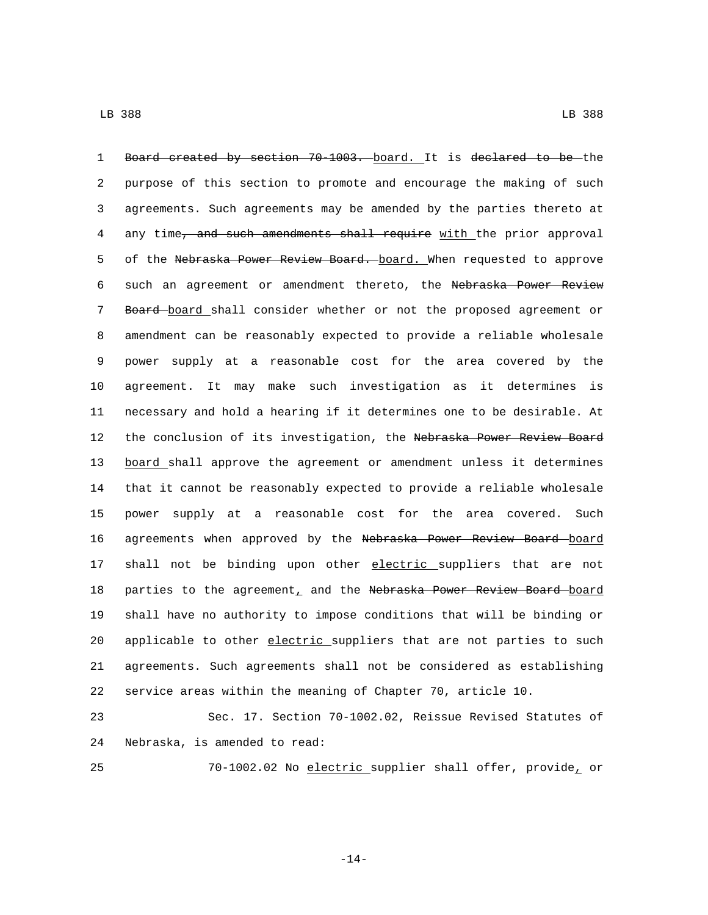Board created by section 70-1003. board. It is declared to be the purpose of this section to promote and encourage the making of such agreements. Such agreements may be amended by the parties thereto at any time, and such amendments shall require with the prior approval of the Nebraska Power Review Board. board. When requested to approve such an agreement or amendment thereto, the Nebraska Power Review Board board shall consider whether or not the proposed agreement or amendment can be reasonably expected to provide a reliable wholesale power supply at a reasonable cost for the area covered by the agreement. It may make such investigation as it determines is necessary and hold a hearing if it determines one to be desirable. At the conclusion of its investigation, the Nebraska Power Review Board board shall approve the agreement or amendment unless it determines that it cannot be reasonably expected to provide a reliable wholesale power supply at a reasonable cost for the area covered. Such agreements when approved by the Nebraska Power Review Board board shall not be binding upon other electric suppliers that are not parties to the agreement, and the Nebraska Power Review Board board shall have no authority to impose conditions that will be binding or applicable to other electric suppliers that are not parties to such agreements. Such agreements shall not be considered as establishing service areas within the meaning of Chapter 70, article 10.

Sec. 17. Section 70-1002.02, Reissue Revised Statutes of Nebraska, is amended to read:

70-1002.02 No electric supplier shall offer, provide, or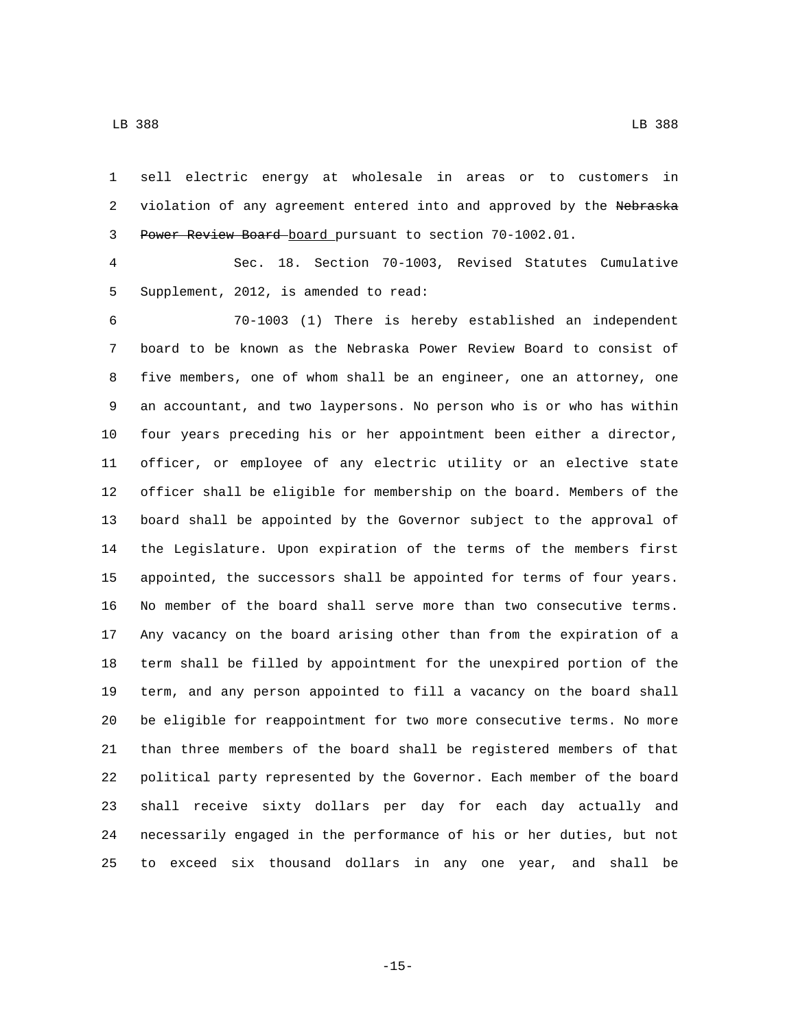sell electric energy at wholesale in areas or to customers in violation of any agreement entered into and approved by the ~~Nebraska Power Review Board~~ board pursuant to section 70-1002.01.

Sec. 18. Section 70-1003, Revised Statutes Cumulative Supplement, 2012, is amended to read:

70-1003 (1) There is hereby established an independent board to be known as the Nebraska Power Review Board to consist of five members, one of whom shall be an engineer, one an attorney, one an accountant, and two laypersons. No person who is or who has within four years preceding his or her appointment been either a director, officer, or employee of any electric utility or an elective state officer shall be eligible for membership on the board. Members of the board shall be appointed by the Governor subject to the approval of the Legislature. Upon expiration of the terms of the members first appointed, the successors shall be appointed for terms of four years. No member of the board shall serve more than two consecutive terms. Any vacancy on the board arising other than from the expiration of a term shall be filled by appointment for the unexpired portion of the term, and any person appointed to fill a vacancy on the board shall be eligible for reappointment for two more consecutive terms. No more than three members of the board shall be registered members of that political party represented by the Governor. Each member of the board shall receive sixty dollars per day for each day actually and necessarily engaged in the performance of his or her duties, but not to exceed six thousand dollars in any one year, and shall be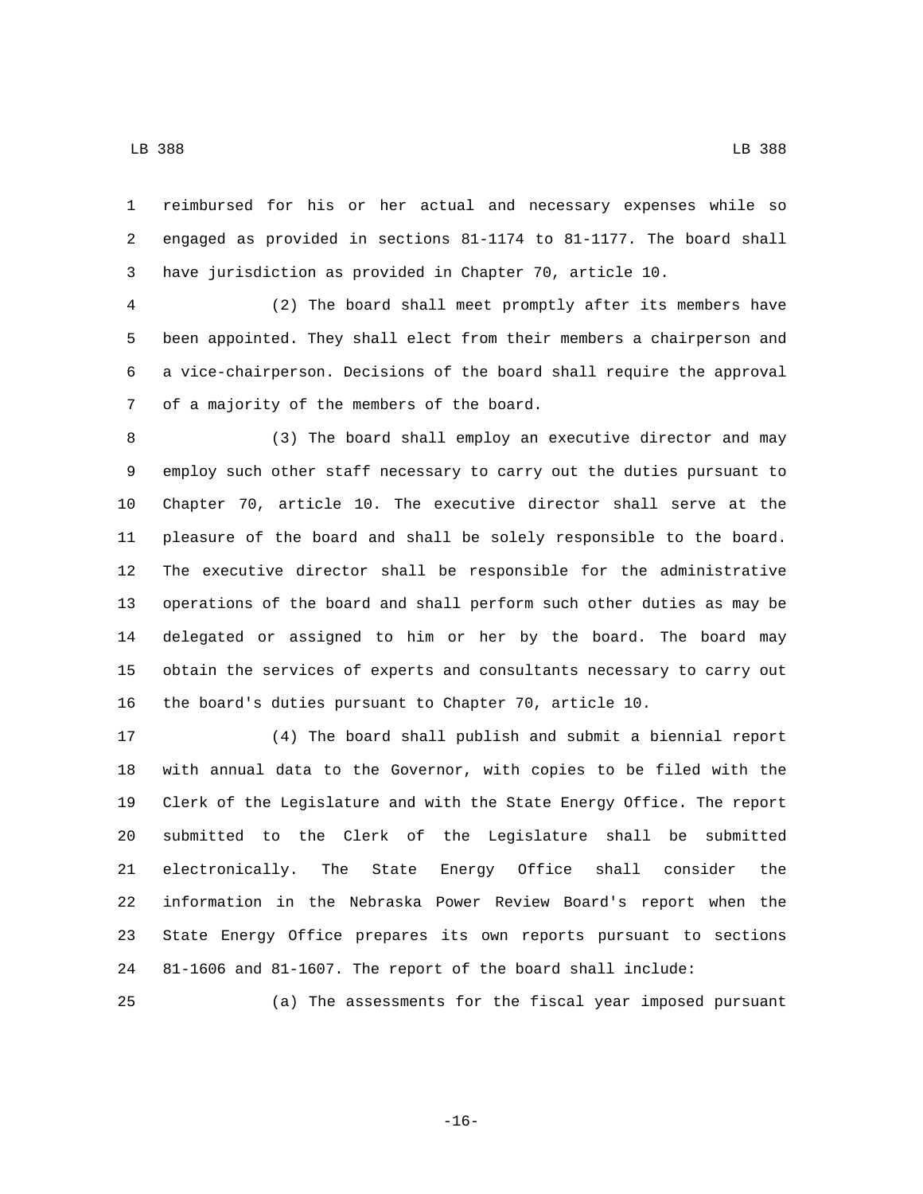reimbursed for his or her actual and necessary expenses while so engaged as provided in sections 81-1174 to 81-1177. The board shall have jurisdiction as provided in Chapter 70, article 10.

(2) The board shall meet promptly after its members have been appointed. They shall elect from their members a chairperson and a vice-chairperson. Decisions of the board shall require the approval of a majority of the members of the board.

(3) The board shall employ an executive director and may employ such other staff necessary to carry out the duties pursuant to Chapter 70, article 10. The executive director shall serve at the pleasure of the board and shall be solely responsible to the board. The executive director shall be responsible for the administrative operations of the board and shall perform such other duties as may be delegated or assigned to him or her by the board. The board may obtain the services of experts and consultants necessary to carry out the board's duties pursuant to Chapter 70, article 10.

(4) The board shall publish and submit a biennial report with annual data to the Governor, with copies to be filed with the Clerk of the Legislature and with the State Energy Office. The report submitted to the Clerk of the Legislature shall be submitted electronically. The State Energy Office shall consider the information in the Nebraska Power Review Board's report when the State Energy Office prepares its own reports pursuant to sections 81-1606 and 81-1607. The report of the board shall include:

(a) The assessments for the fiscal year imposed pursuant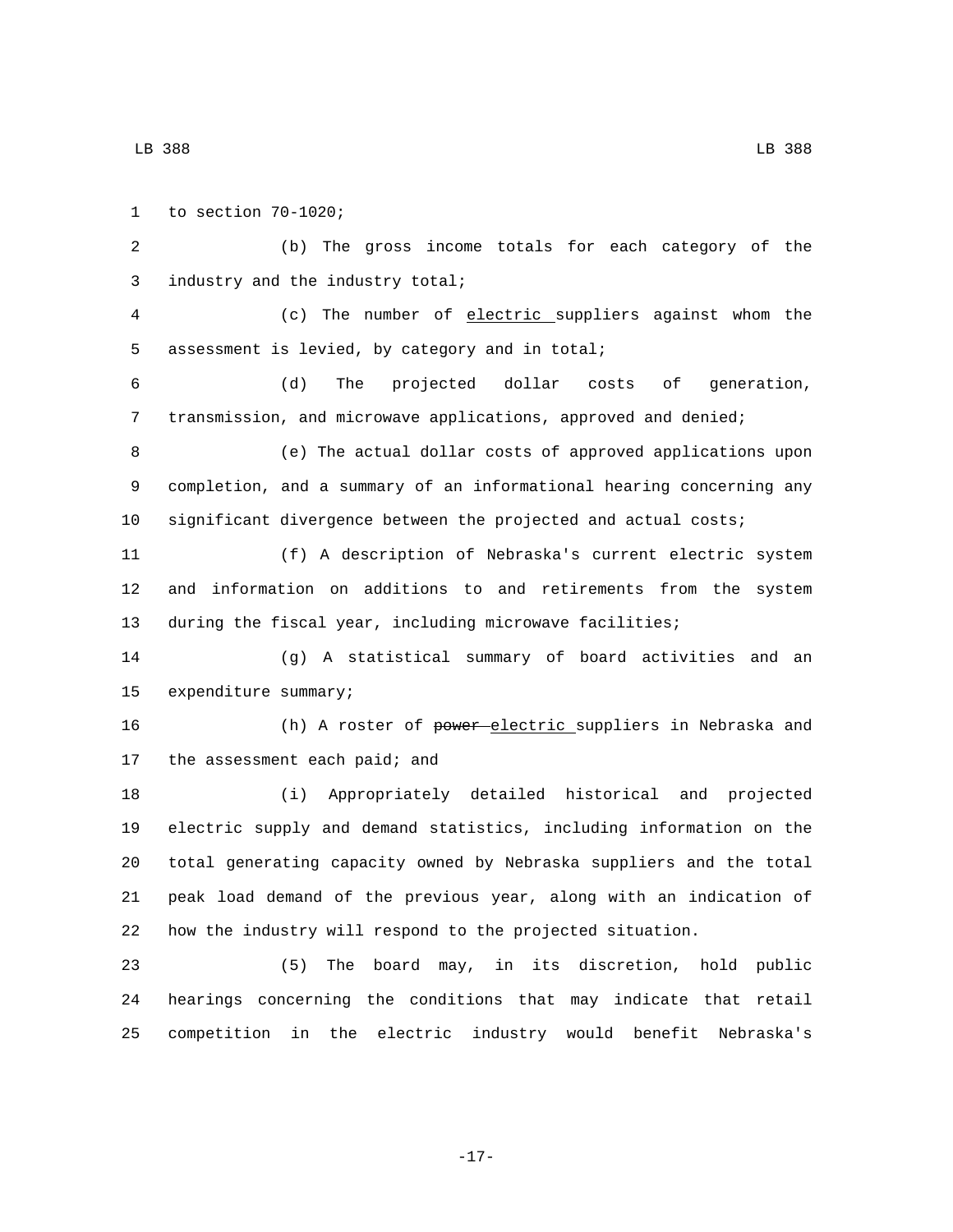to section 70-1020;

(b) The gross income totals for each category of the industry and the industry total;

(c) The number of <u>electric </u>suppliers against whom the assessment is levied, by category and in total;

(d) The projected dollar costs of generation, transmission, and microwave applications, approved and denied;

(e) The actual dollar costs of approved applications upon completion, and a summary of an informational hearing concerning any significant divergence between the projected and actual costs;

(f) A description of Nebraska's current electric system and information on additions to and retirements from the system during the fiscal year, including microwave facilities;

(g) A statistical summary of board activities and an expenditure summary;

(h) A roster of ~~power~~ <u>electric </u>suppliers in Nebraska and the assessment each paid; and

(i) Appropriately detailed historical and projected electric supply and demand statistics, including information on the total generating capacity owned by Nebraska suppliers and the total peak load demand of the previous year, along with an indication of how the industry will respond to the projected situation.

(5) The board may, in its discretion, hold public hearings concerning the conditions that may indicate that retail competition in the electric industry would benefit Nebraska's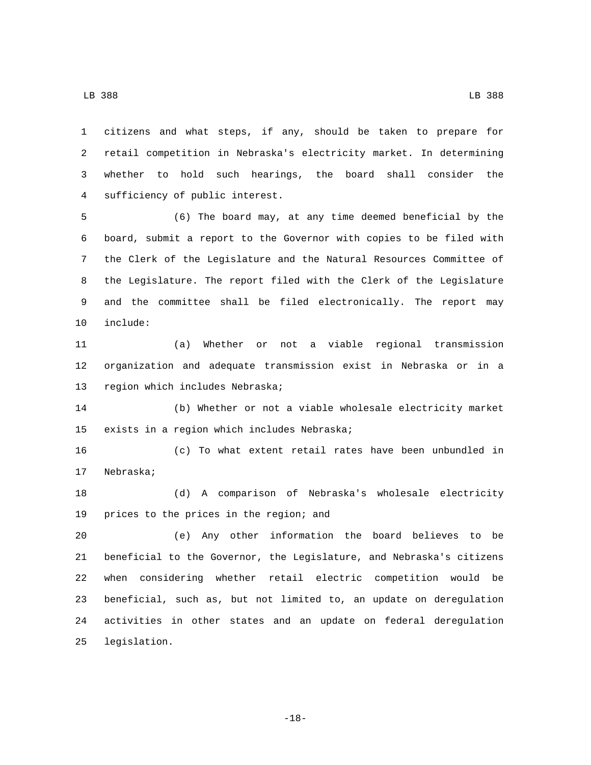citizens and what steps, if any, should be taken to prepare for retail competition in Nebraska's electricity market. In determining whether to hold such hearings, the board shall consider the sufficiency of public interest.

(6) The board may, at any time deemed beneficial by the board, submit a report to the Governor with copies to be filed with the Clerk of the Legislature and the Natural Resources Committee of the Legislature. The report filed with the Clerk of the Legislature and the committee shall be filed electronically. The report may include:

(a) Whether or not a viable regional transmission organization and adequate transmission exist in Nebraska or in a region which includes Nebraska;

(b) Whether or not a viable wholesale electricity market exists in a region which includes Nebraska;

(c) To what extent retail rates have been unbundled in Nebraska;

(d) A comparison of Nebraska's wholesale electricity prices to the prices in the region; and

(e) Any other information the board believes to be beneficial to the Governor, the Legislature, and Nebraska's citizens when considering whether retail electric competition would be beneficial, such as, but not limited to, an update on deregulation activities in other states and an update on federal deregulation legislation.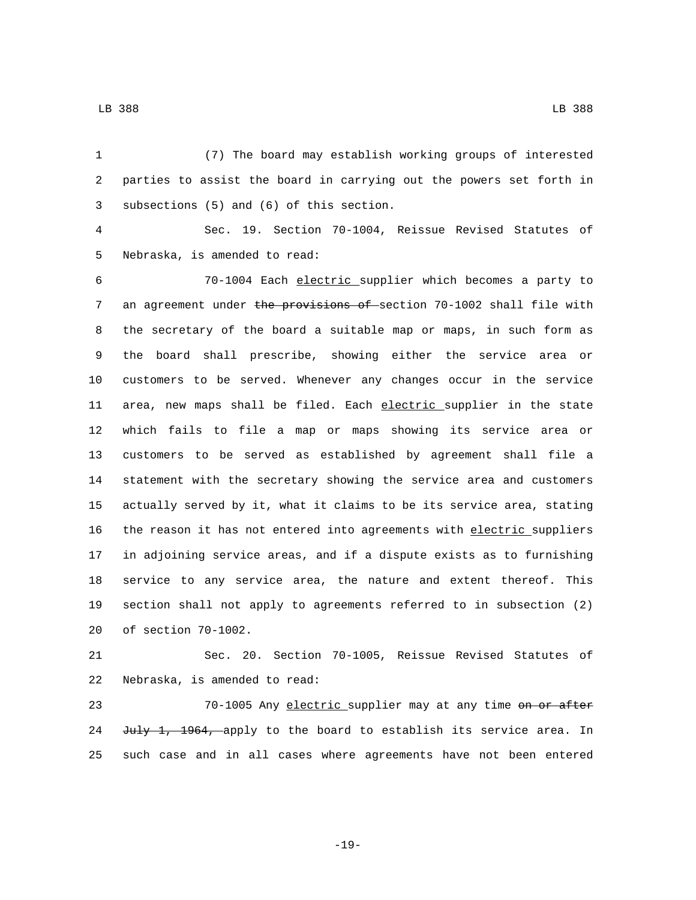(7) The board may establish working groups of interested parties to assist the board in carrying out the powers set forth in subsections (5) and (6) of this section.

Sec. 19. Section 70-1004, Reissue Revised Statutes of Nebraska, is amended to read:

70-1004 Each electric supplier which becomes a party to an agreement under ~~the provisions of~~ section 70-1002 shall file with the secretary of the board a suitable map or maps, in such form as the board shall prescribe, showing either the service area or customers to be served. Whenever any changes occur in the service area, new maps shall be filed. Each electric supplier in the state which fails to file a map or maps showing its service area or customers to be served as established by agreement shall file a statement with the secretary showing the service area and customers actually served by it, what it claims to be its service area, stating the reason it has not entered into agreements with electric suppliers in adjoining service areas, and if a dispute exists as to furnishing service to any service area, the nature and extent thereof. This section shall not apply to agreements referred to in subsection (2) of section 70-1002.

Sec. 20. Section 70-1005, Reissue Revised Statutes of Nebraska, is amended to read:

70-1005 Any electric supplier may at any time ~~on or after July 1, 1964,~~ apply to the board to establish its service area. In such case and in all cases where agreements have not been entered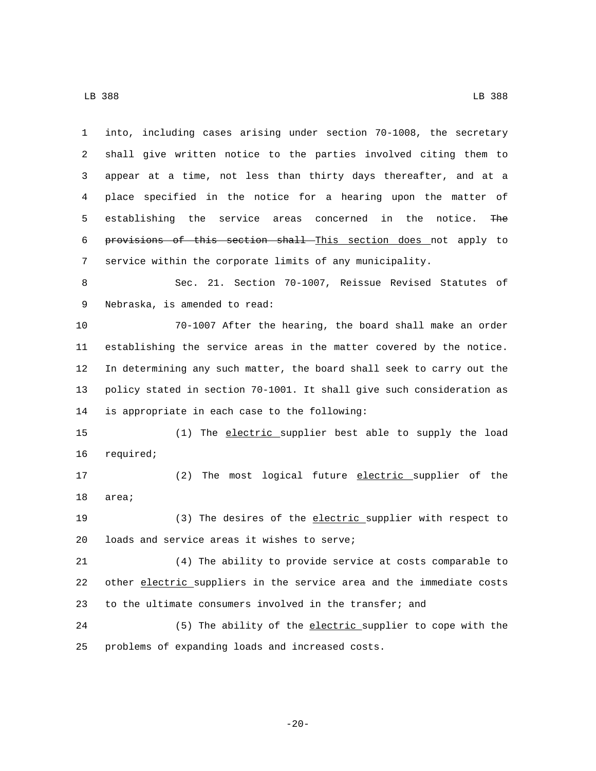into, including cases arising under section 70-1008, the secretary shall give written notice to the parties involved citing them to appear at a time, not less than thirty days thereafter, and at a place specified in the notice for a hearing upon the matter of establishing the service areas concerned in the notice. ~~The provisions of this section shall~~ This section does not apply to service within the corporate limits of any municipality.

Sec. 21. Section 70-1007, Reissue Revised Statutes of Nebraska, is amended to read:

70-1007 After the hearing, the board shall make an order establishing the service areas in the matter covered by the notice. In determining any such matter, the board shall seek to carry out the policy stated in section 70-1001. It shall give such consideration as is appropriate in each case to the following:

(1) The electric supplier best able to supply the load required;

(2) The most logical future electric supplier of the area;

(3) The desires of the electric supplier with respect to loads and service areas it wishes to serve;

(4) The ability to provide service at costs comparable to other electric suppliers in the service area and the immediate costs to the ultimate consumers involved in the transfer; and

(5) The ability of the electric supplier to cope with the problems of expanding loads and increased costs.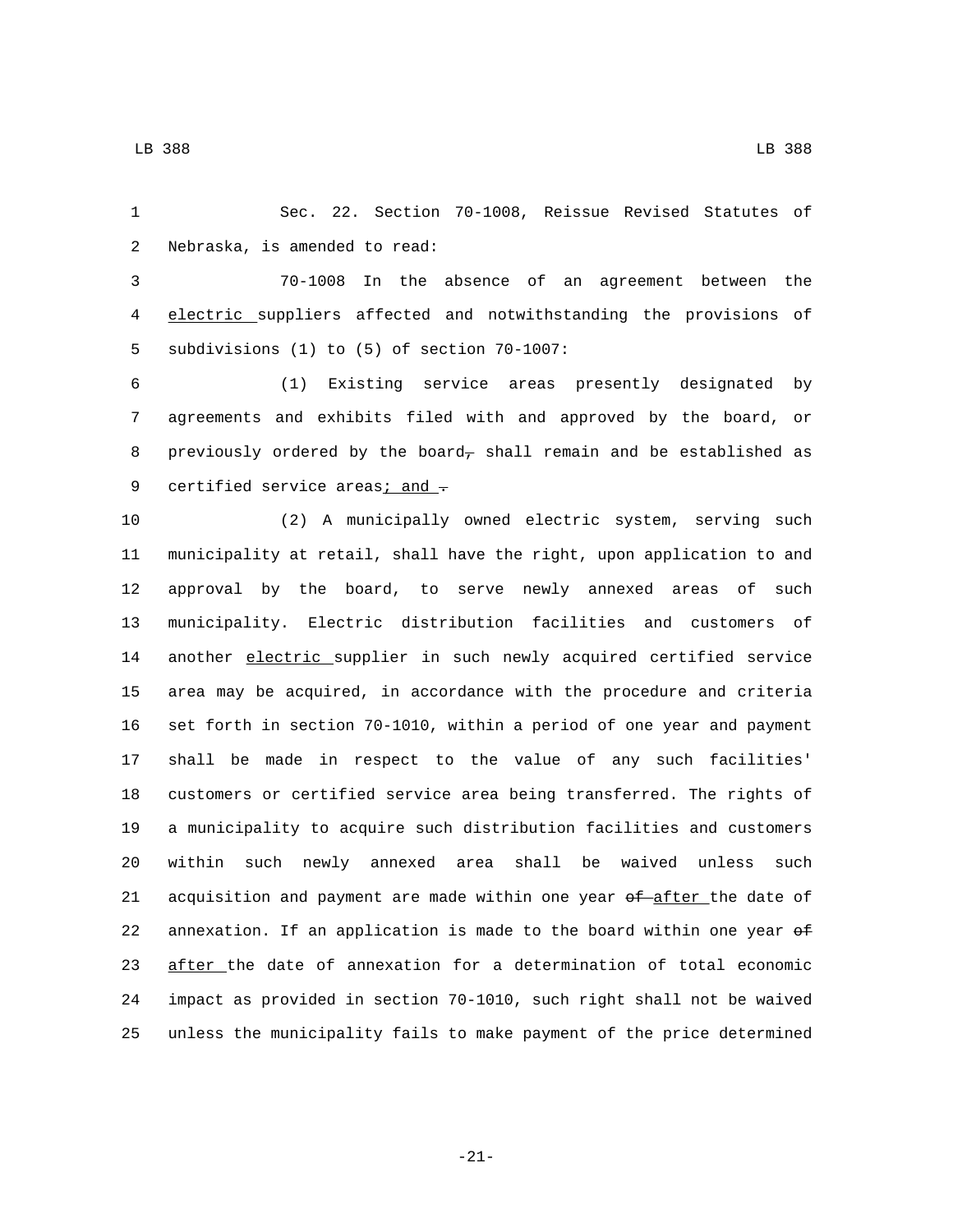Sec. 22. Section 70-1008, Reissue Revised Statutes of Nebraska, is amended to read:

70-1008 In the absence of an agreement between the <u>electric</u> suppliers affected and notwithstanding the provisions of subdivisions (1) to (5) of section 70-1007:

(1) Existing service areas presently designated by agreements and exhibits filed with and approved by the board, or previously ordered by the board~~,~~ shall remain and be established as certified service areas<u>; and</u> ~~.~~

(2) A municipally owned electric system, serving such municipality at retail, shall have the right, upon application to and approval by the board, to serve newly annexed areas of such municipality. Electric distribution facilities and customers of another <u>electric</u> supplier in such newly acquired certified service area may be acquired, in accordance with the procedure and criteria set forth in section 70-1010, within a period of one year and payment shall be made in respect to the value of any such facilities' customers or certified service area being transferred. The rights of a municipality to acquire such distribution facilities and customers within such newly annexed area shall be waived unless such acquisition and payment are made within one year ~~of~~ <u>after</u> the date of annexation. If an application is made to the board within one year ~~of~~ <u>after</u> the date of annexation for a determination of total economic impact as provided in section 70-1010, such right shall not be waived unless the municipality fails to make payment of the price determined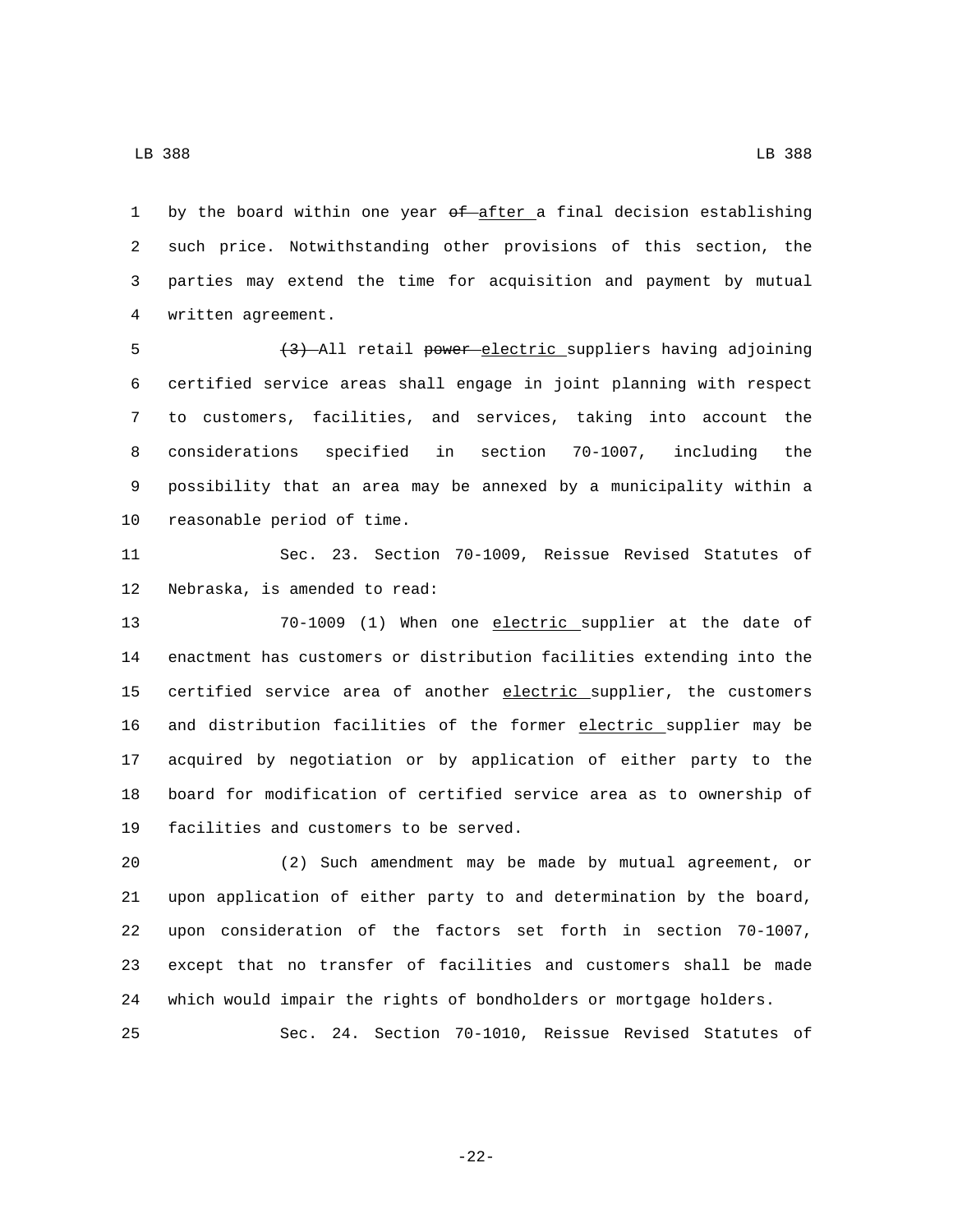by the board within one year ~~of~~ after a final decision establishing such price. Notwithstanding other provisions of this section, the parties may extend the time for acquisition and payment by mutual written agreement.

~~(3)~~ All retail ~~power~~ electric suppliers having adjoining certified service areas shall engage in joint planning with respect to customers, facilities, and services, taking into account the considerations specified in section 70-1007, including the possibility that an area may be annexed by a municipality within a reasonable period of time.

Sec. 23. Section 70-1009, Reissue Revised Statutes of Nebraska, is amended to read:

70-1009 (1) When one electric supplier at the date of enactment has customers or distribution facilities extending into the certified service area of another electric supplier, the customers and distribution facilities of the former electric supplier may be acquired by negotiation or by application of either party to the board for modification of certified service area as to ownership of facilities and customers to be served.

(2) Such amendment may be made by mutual agreement, or upon application of either party to and determination by the board, upon consideration of the factors set forth in section 70-1007, except that no transfer of facilities and customers shall be made which would impair the rights of bondholders or mortgage holders.

Sec. 24. Section 70-1010, Reissue Revised Statutes of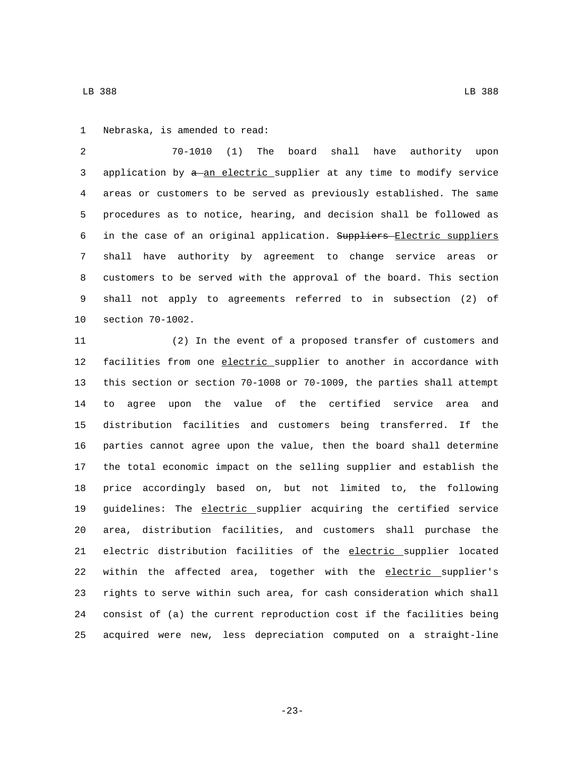Nebraska, is amended to read:

70-1010 (1) The board shall have authority upon application by ~~a~~ an electric supplier at any time to modify service areas or customers to be served as previously established. The same procedures as to notice, hearing, and decision shall be followed as in the case of an original application. ~~Suppliers~~ Electric suppliers shall have authority by agreement to change service areas or customers to be served with the approval of the board. This section shall not apply to agreements referred to in subsection (2) of section 70-1002.

(2) In the event of a proposed transfer of customers and facilities from one electric supplier to another in accordance with this section or section 70-1008 or 70-1009, the parties shall attempt to agree upon the value of the certified service area and distribution facilities and customers being transferred. If the parties cannot agree upon the value, then the board shall determine the total economic impact on the selling supplier and establish the price accordingly based on, but not limited to, the following guidelines: The electric supplier acquiring the certified service area, distribution facilities, and customers shall purchase the electric distribution facilities of the electric supplier located within the affected area, together with the electric supplier's rights to serve within such area, for cash consideration which shall consist of (a) the current reproduction cost if the facilities being acquired were new, less depreciation computed on a straight-line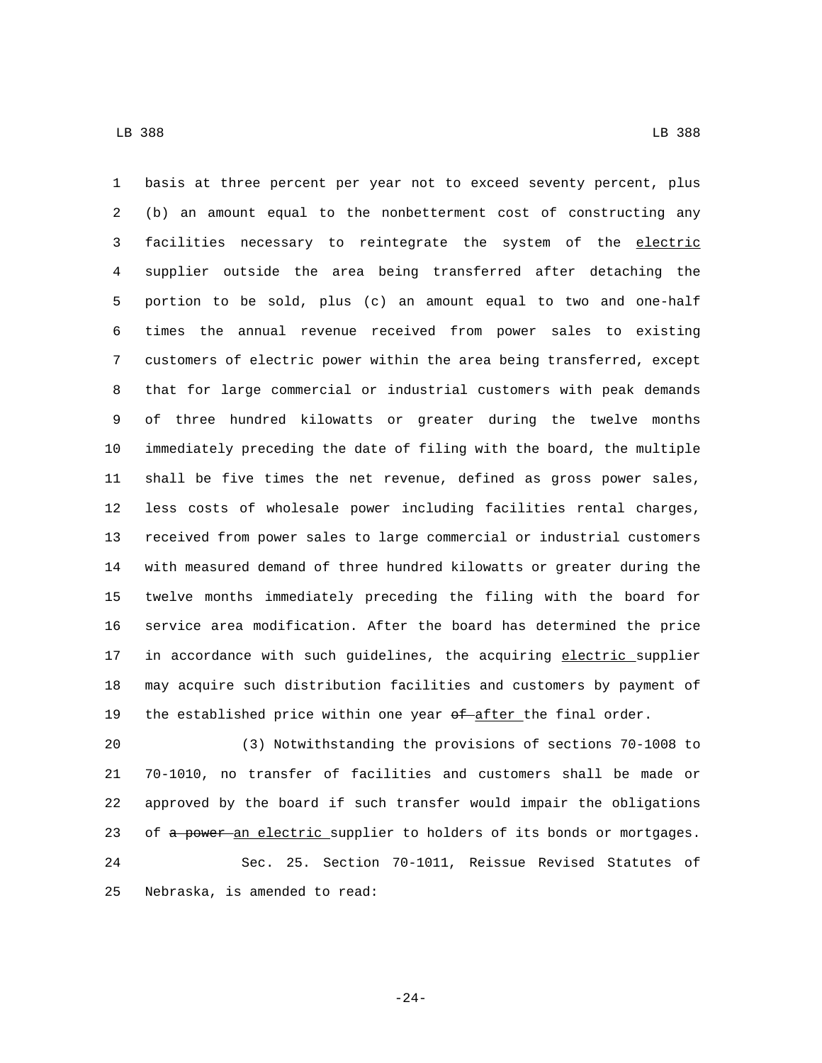basis at three percent per year not to exceed seventy percent, plus (b) an amount equal to the nonbetterment cost of constructing any facilities necessary to reintegrate the system of the electric supplier outside the area being transferred after detaching the portion to be sold, plus (c) an amount equal to two and one-half times the annual revenue received from power sales to existing customers of electric power within the area being transferred, except that for large commercial or industrial customers with peak demands of three hundred kilowatts or greater during the twelve months immediately preceding the date of filing with the board, the multiple shall be five times the net revenue, defined as gross power sales, less costs of wholesale power including facilities rental charges, received from power sales to large commercial or industrial customers with measured demand of three hundred kilowatts or greater during the twelve months immediately preceding the filing with the board for service area modification. After the board has determined the price in accordance with such guidelines, the acquiring electric supplier may acquire such distribution facilities and customers by payment of the established price within one year ~~of~~ after the final order.

(3) Notwithstanding the provisions of sections 70-1008 to 70-1010, no transfer of facilities and customers shall be made or approved by the board if such transfer would impair the obligations of ~~a power~~ an electric supplier to holders of its bonds or mortgages.

Sec. 25. Section 70-1011, Reissue Revised Statutes of Nebraska, is amended to read: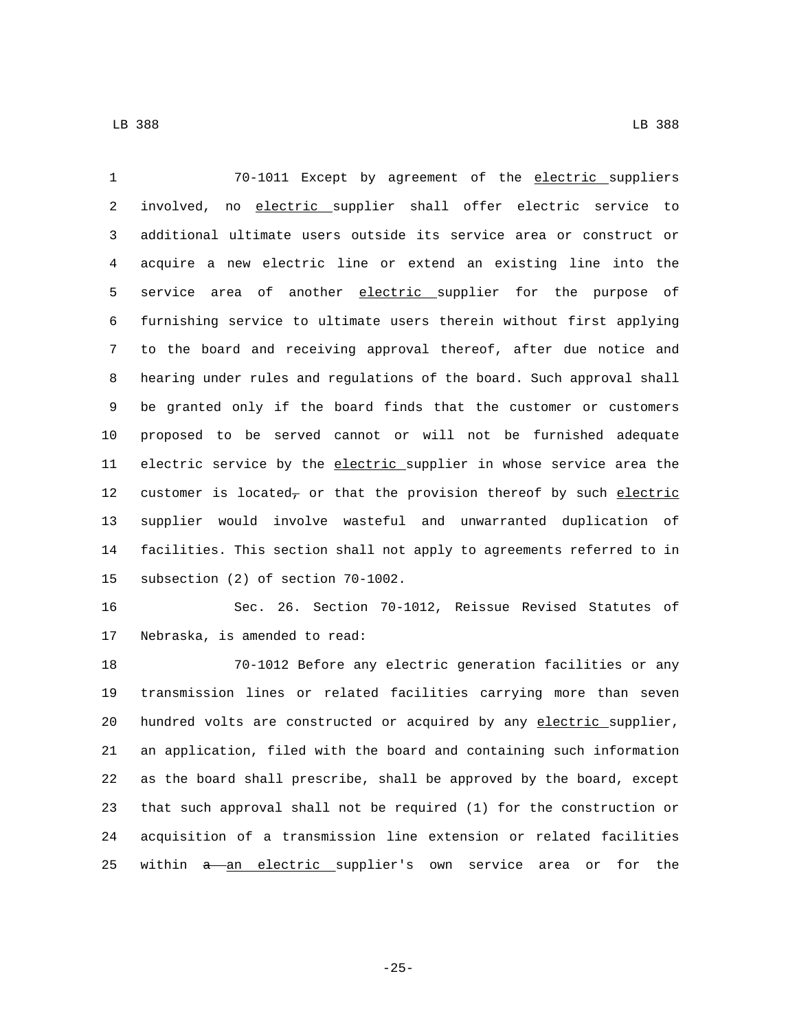70-1011 Except by agreement of the electric suppliers involved, no electric supplier shall offer electric service to additional ultimate users outside its service area or construct or acquire a new electric line or extend an existing line into the service area of another electric supplier for the purpose of furnishing service to ultimate users therein without first applying to the board and receiving approval thereof, after due notice and hearing under rules and regulations of the board. Such approval shall be granted only if the board finds that the customer or customers proposed to be served cannot or will not be furnished adequate electric service by the electric supplier in whose service area the customer is located, or that the provision thereof by such electric supplier would involve wasteful and unwarranted duplication of facilities. This section shall not apply to agreements referred to in subsection (2) of section 70-1002.

Sec. 26. Section 70-1012, Reissue Revised Statutes of Nebraska, is amended to read:

70-1012 Before any electric generation facilities or any transmission lines or related facilities carrying more than seven hundred volts are constructed or acquired by any electric supplier, an application, filed with the board and containing such information as the board shall prescribe, shall be approved by the board, except that such approval shall not be required (1) for the construction or acquisition of a transmission line extension or related facilities within a an electric supplier's own service area or for the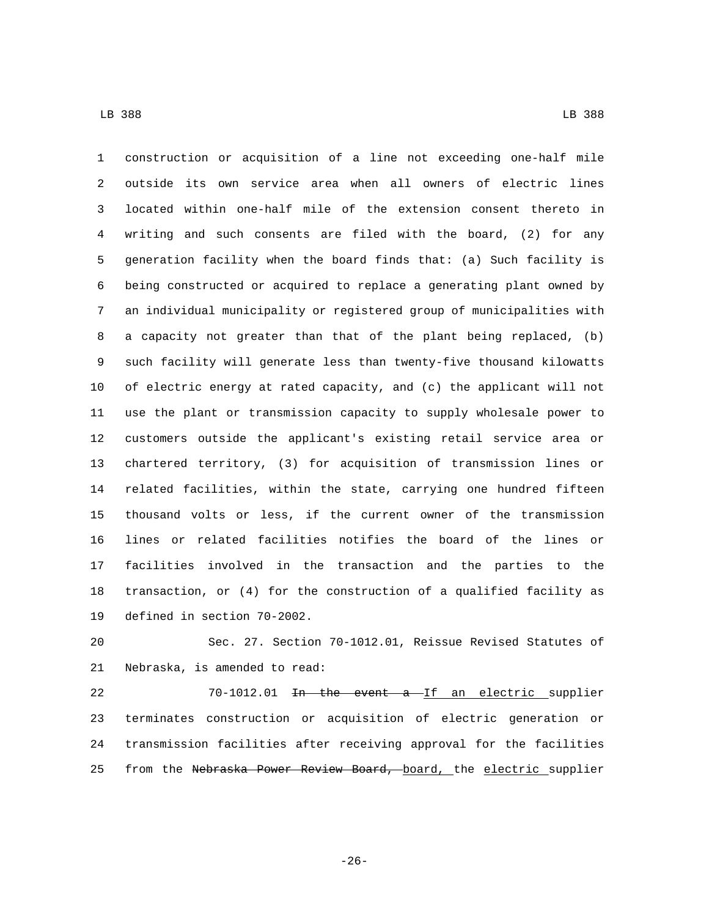construction or acquisition of a line not exceeding one-half mile outside its own service area when all owners of electric lines located within one-half mile of the extension consent thereto in writing and such consents are filed with the board, (2) for any generation facility when the board finds that: (a) Such facility is being constructed or acquired to replace a generating plant owned by an individual municipality or registered group of municipalities with a capacity not greater than that of the plant being replaced, (b) such facility will generate less than twenty-five thousand kilowatts of electric energy at rated capacity, and (c) the applicant will not use the plant or transmission capacity to supply wholesale power to customers outside the applicant's existing retail service area or chartered territory, (3) for acquisition of transmission lines or related facilities, within the state, carrying one hundred fifteen thousand volts or less, if the current owner of the transmission lines or related facilities notifies the board of the lines or facilities involved in the transaction and the parties to the transaction, or (4) for the construction of a qualified facility as defined in section 70-2002.

Sec. 27. Section 70-1012.01, Reissue Revised Statutes of Nebraska, is amended to read:

70-1012.01 ~~In the event a~~ <u>If an electric</u> supplier terminates construction or acquisition of electric generation or transmission facilities after receiving approval for the facilities from the ~~Nebraska Power Review Board,~~ <u>board,</u> the <u>electric</u> supplier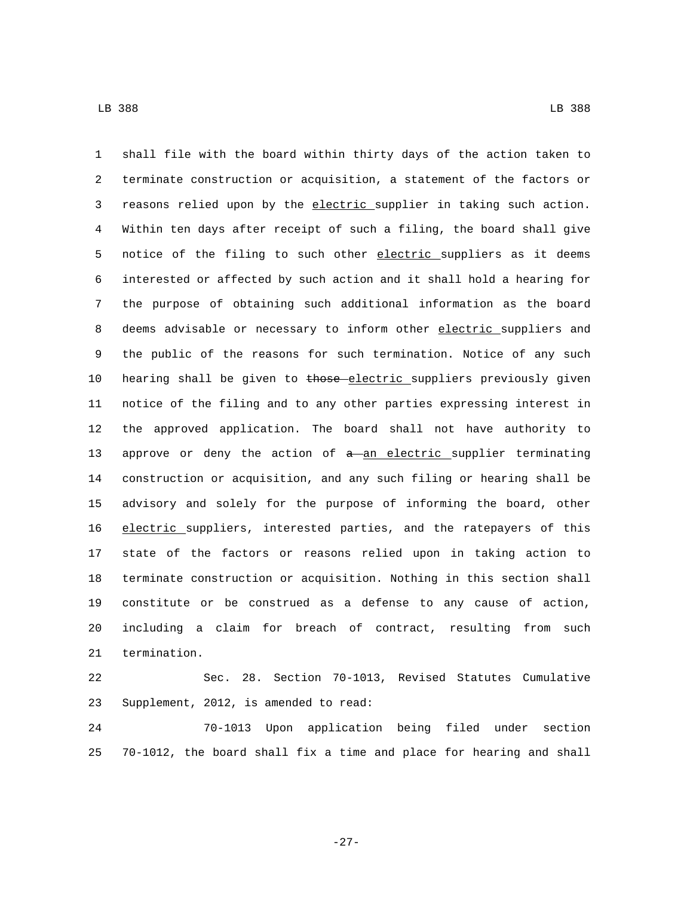shall file with the board within thirty days of the action taken to terminate construction or acquisition, a statement of the factors or reasons relied upon by the electric supplier in taking such action. Within ten days after receipt of such a filing, the board shall give notice of the filing to such other electric suppliers as it deems interested or affected by such action and it shall hold a hearing for the purpose of obtaining such additional information as the board deems advisable or necessary to inform other electric suppliers and the public of the reasons for such termination. Notice of any such hearing shall be given to ~~those~~ electric suppliers previously given notice of the filing and to any other parties expressing interest in the approved application. The board shall not have authority to approve or deny the action of ~~a~~ an electric supplier terminating construction or acquisition, and any such filing or hearing shall be advisory and solely for the purpose of informing the board, other electric suppliers, interested parties, and the ratepayers of this state of the factors or reasons relied upon in taking action to terminate construction or acquisition. Nothing in this section shall constitute or be construed as a defense to any cause of action, including a claim for breach of contract, resulting from such termination.

Sec. 28. Section 70-1013, Revised Statutes Cumulative Supplement, 2012, is amended to read:

70-1013 Upon application being filed under section 70-1012, the board shall fix a time and place for hearing and shall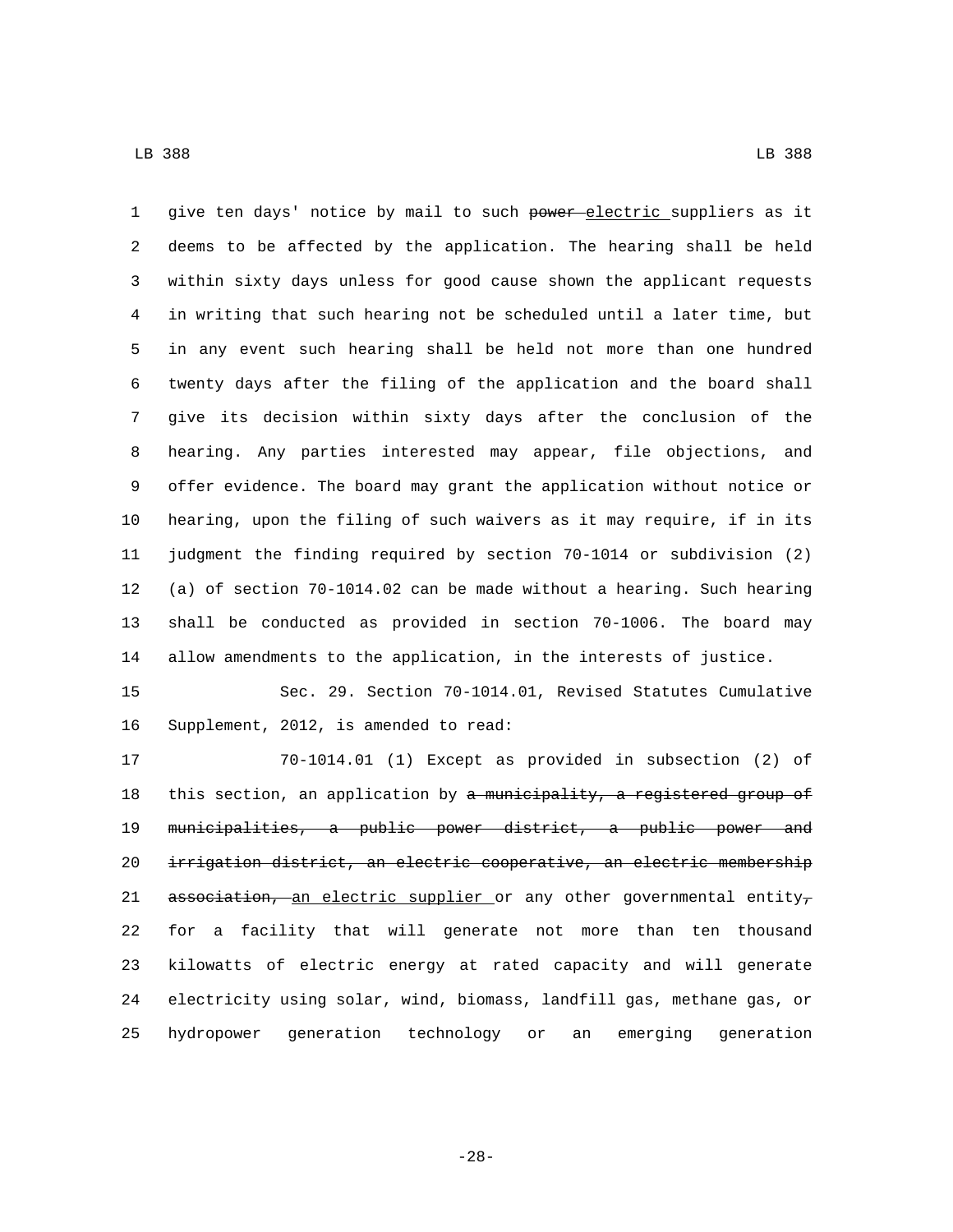give ten days' notice by mail to such ~~power~~ electric suppliers as it deems to be affected by the application. The hearing shall be held within sixty days unless for good cause shown the applicant requests in writing that such hearing not be scheduled until a later time, but in any event such hearing shall be held not more than one hundred twenty days after the filing of the application and the board shall give its decision within sixty days after the conclusion of the hearing. Any parties interested may appear, file objections, and offer evidence. The board may grant the application without notice or hearing, upon the filing of such waivers as it may require, if in its judgment the finding required by section 70-1014 or subdivision (2)(a) of section 70-1014.02 can be made without a hearing. Such hearing shall be conducted as provided in section 70-1006. The board may allow amendments to the application, in the interests of justice.

Sec. 29. Section 70-1014.01, Revised Statutes Cumulative Supplement, 2012, is amended to read:

70-1014.01 (1) Except as provided in subsection (2) of this section, an application by ~~a municipality, a registered group of municipalities, a public power district, a public power and irrigation district, an electric cooperative, an electric membership association,~~ an electric supplier or any other governmental entity~~,~~ for a facility that will generate not more than ten thousand kilowatts of electric energy at rated capacity and will generate electricity using solar, wind, biomass, landfill gas, methane gas, or hydropower generation technology or an emerging generation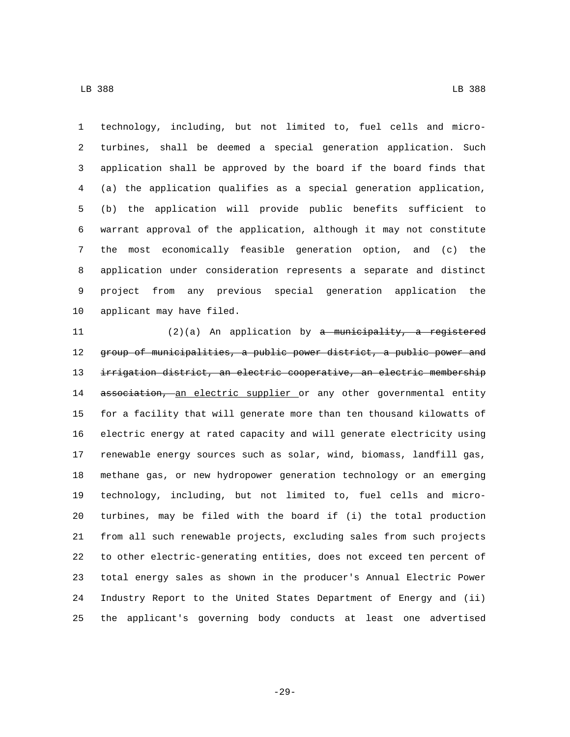technology, including, but not limited to, fuel cells and micro-turbines, shall be deemed a special generation application. Such application shall be approved by the board if the board finds that (a) the application qualifies as a special generation application, (b) the application will provide public benefits sufficient to warrant approval of the application, although it may not constitute the most economically feasible generation option, and (c) the application under consideration represents a separate and distinct project from any previous special generation application the applicant may have filed.

(2)(a) An application by ~~a municipality, a registered group of municipalities, a public power district, a public power and irrigation district, an electric cooperative, an electric membership association,~~ <u>an electric supplier</u> or any other governmental entity for a facility that will generate more than ten thousand kilowatts of electric energy at rated capacity and will generate electricity using renewable energy sources such as solar, wind, biomass, landfill gas, methane gas, or new hydropower generation technology or an emerging technology, including, but not limited to, fuel cells and micro-turbines, may be filed with the board if (i) the total production from all such renewable projects, excluding sales from such projects to other electric-generating entities, does not exceed ten percent of total energy sales as shown in the producer's Annual Electric Power Industry Report to the United States Department of Energy and (ii) the applicant's governing body conducts at least one advertised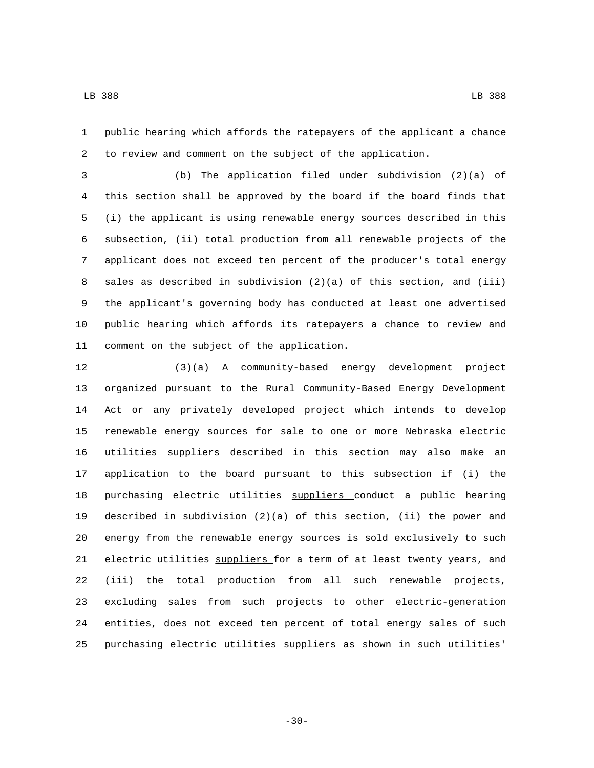public hearing which affords the ratepayers of the applicant a chance to review and comment on the subject of the application.

(b) The application filed under subdivision (2)(a) of this section shall be approved by the board if the board finds that (i) the applicant is using renewable energy sources described in this subsection, (ii) total production from all renewable projects of the applicant does not exceed ten percent of the producer's total energy sales as described in subdivision (2)(a) of this section, and (iii) the applicant's governing body has conducted at least one advertised public hearing which affords its ratepayers a chance to review and comment on the subject of the application.

(3)(a) A community-based energy development project organized pursuant to the Rural Community-Based Energy Development Act or any privately developed project which intends to develop renewable energy sources for sale to one or more Nebraska electric ~~utilities~~ suppliers described in this section may also make an application to the board pursuant to this subsection if (i) the purchasing electric ~~utilities~~ suppliers conduct a public hearing described in subdivision (2)(a) of this section, (ii) the power and energy from the renewable energy sources is sold exclusively to such electric ~~utilities~~ suppliers for a term of at least twenty years, and (iii) the total production from all such renewable projects, excluding sales from such projects to other electric-generation entities, does not exceed ten percent of total energy sales of such purchasing electric ~~utilities~~ suppliers as shown in such ~~utilities'~~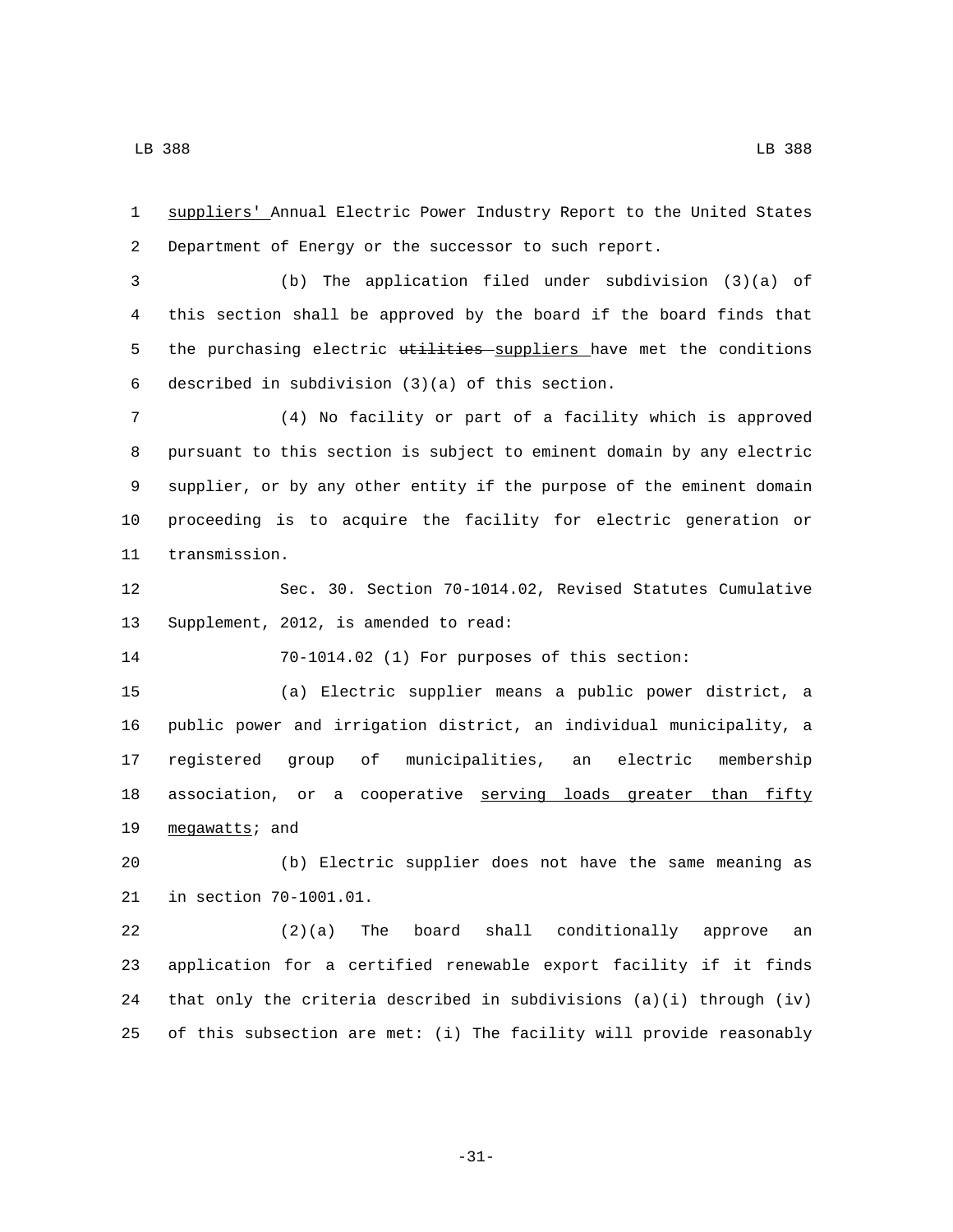suppliers' Annual Electric Power Industry Report to the United States Department of Energy or the successor to such report.

(b) The application filed under subdivision (3)(a) of this section shall be approved by the board if the board finds that the purchasing electric ~~utilities~~ suppliers have met the conditions described in subdivision (3)(a) of this section.

(4) No facility or part of a facility which is approved pursuant to this section is subject to eminent domain by any electric supplier, or by any other entity if the purpose of the eminent domain proceeding is to acquire the facility for electric generation or transmission.

Sec. 30. Section 70-1014.02, Revised Statutes Cumulative Supplement, 2012, is amended to read:

70-1014.02 (1) For purposes of this section:

(a) Electric supplier means a public power district, a public power and irrigation district, an individual municipality, a registered group of municipalities, an electric membership association, or a cooperative serving loads greater than fifty megawatts; and

(b) Electric supplier does not have the same meaning as in section 70-1001.01.

(2)(a) The board shall conditionally approve an application for a certified renewable export facility if it finds that only the criteria described in subdivisions (a)(i) through (iv) of this subsection are met: (i) The facility will provide reasonably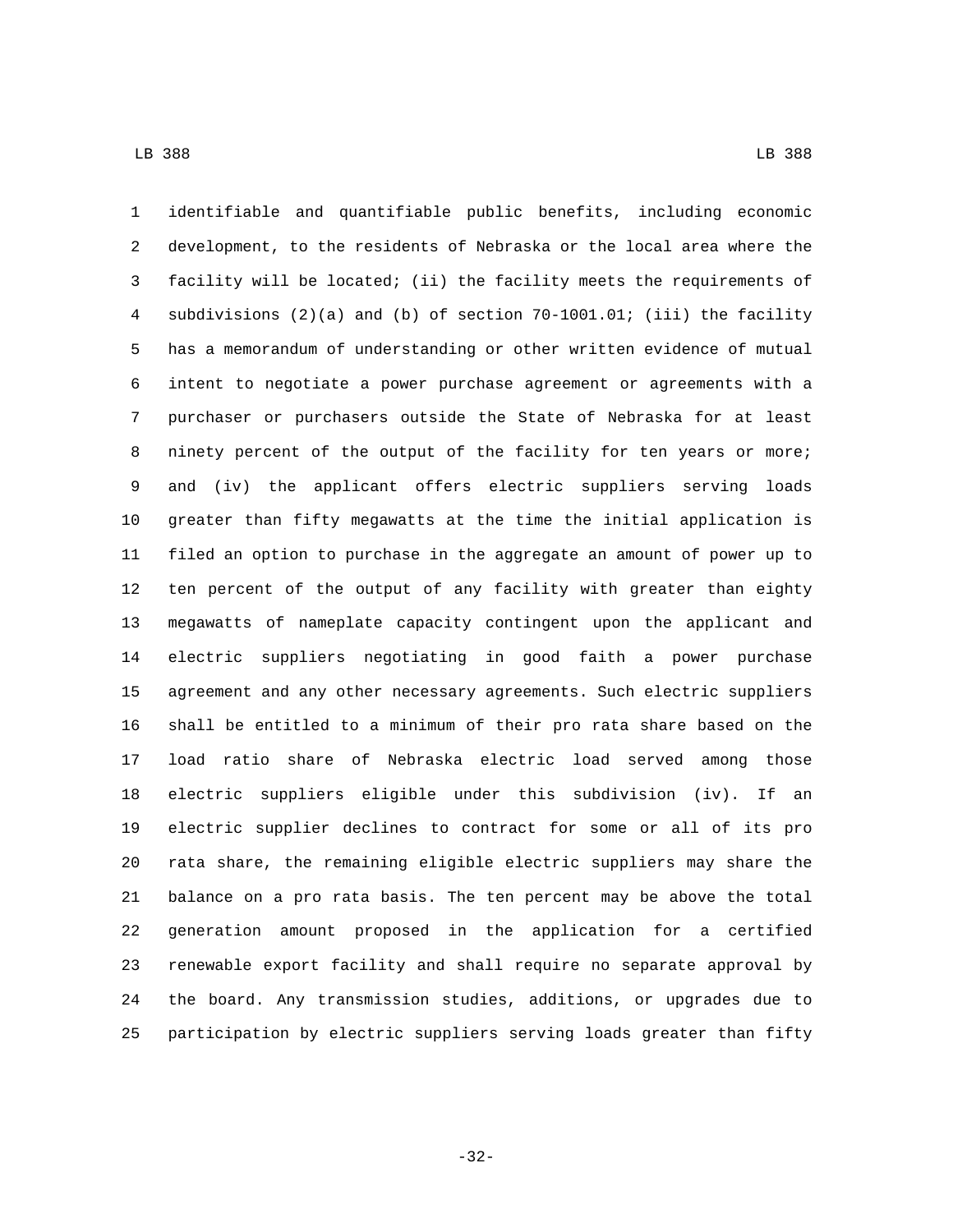identifiable and quantifiable public benefits, including economic development, to the residents of Nebraska or the local area where the facility will be located; (ii) the facility meets the requirements of subdivisions (2)(a) and (b) of section 70-1001.01; (iii) the facility has a memorandum of understanding or other written evidence of mutual intent to negotiate a power purchase agreement or agreements with a purchaser or purchasers outside the State of Nebraska for at least ninety percent of the output of the facility for ten years or more; and (iv) the applicant offers electric suppliers serving loads greater than fifty megawatts at the time the initial application is filed an option to purchase in the aggregate an amount of power up to ten percent of the output of any facility with greater than eighty megawatts of nameplate capacity contingent upon the applicant and electric suppliers negotiating in good faith a power purchase agreement and any other necessary agreements. Such electric suppliers shall be entitled to a minimum of their pro rata share based on the load ratio share of Nebraska electric load served among those electric suppliers eligible under this subdivision (iv). If an electric supplier declines to contract for some or all of its pro rata share, the remaining eligible electric suppliers may share the balance on a pro rata basis. The ten percent may be above the total generation amount proposed in the application for a certified renewable export facility and shall require no separate approval by the board. Any transmission studies, additions, or upgrades due to participation by electric suppliers serving loads greater than fifty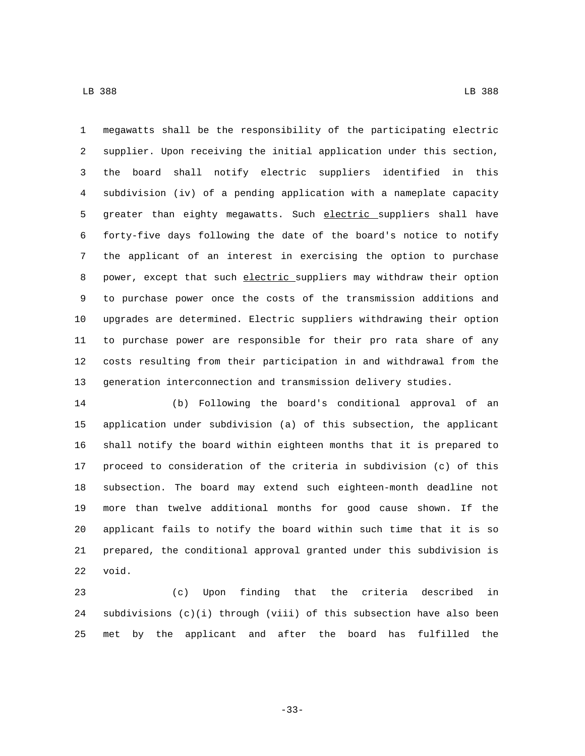megawatts shall be the responsibility of the participating electric supplier. Upon receiving the initial application under this section, the board shall notify electric suppliers identified in this subdivision (iv) of a pending application with a nameplate capacity greater than eighty megawatts. Such electric suppliers shall have forty-five days following the date of the board's notice to notify the applicant of an interest in exercising the option to purchase power, except that such electric suppliers may withdraw their option to purchase power once the costs of the transmission additions and upgrades are determined. Electric suppliers withdrawing their option to purchase power are responsible for their pro rata share of any costs resulting from their participation in and withdrawal from the generation interconnection and transmission delivery studies.

(b) Following the board's conditional approval of an application under subdivision (a) of this subsection, the applicant shall notify the board within eighteen months that it is prepared to proceed to consideration of the criteria in subdivision (c) of this subsection. The board may extend such eighteen-month deadline not more than twelve additional months for good cause shown. If the applicant fails to notify the board within such time that it is so prepared, the conditional approval granted under this subdivision is void.

(c) Upon finding that the criteria described in subdivisions (c)(i) through (viii) of this subsection have also been met by the applicant and after the board has fulfilled the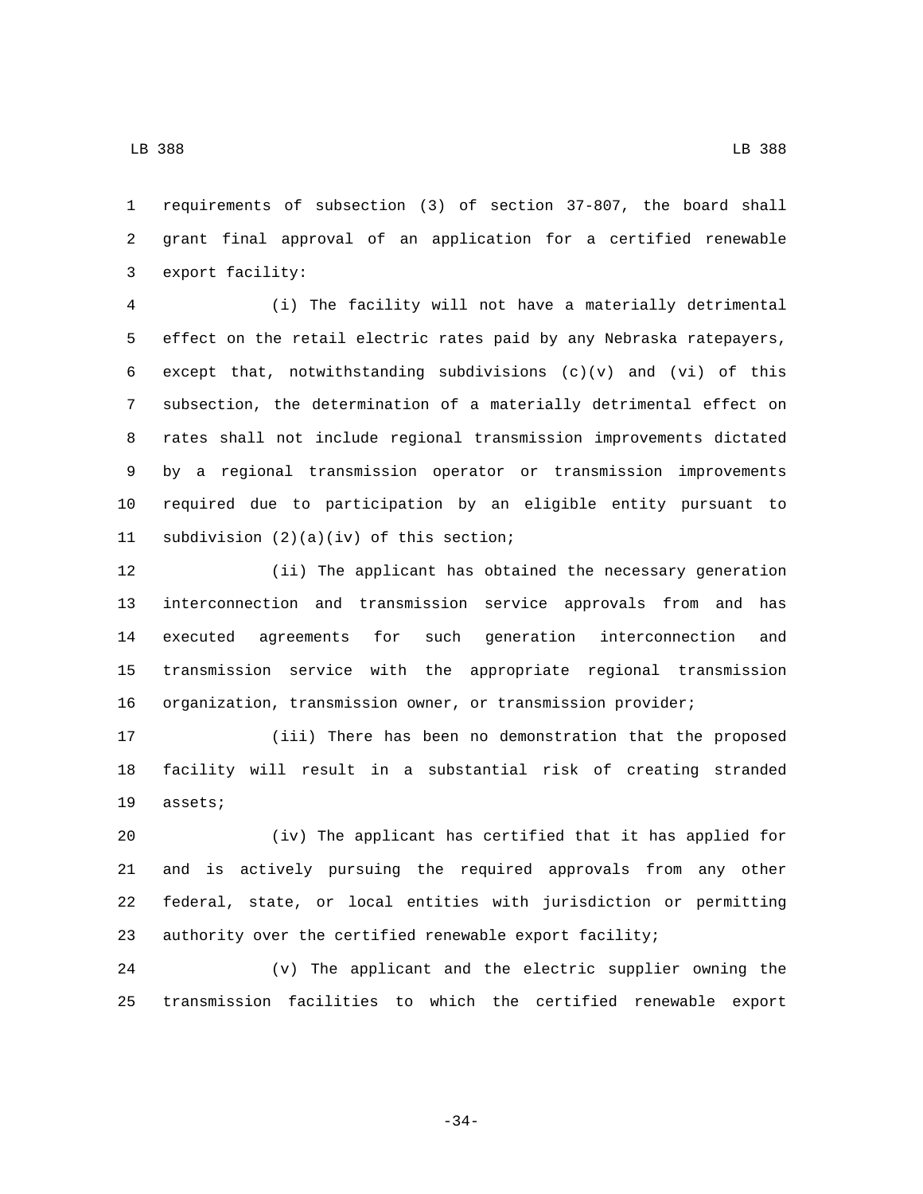requirements of subsection (3) of section 37-807, the board shall grant final approval of an application for a certified renewable export facility:

(i) The facility will not have a materially detrimental effect on the retail electric rates paid by any Nebraska ratepayers, except that, notwithstanding subdivisions (c)(v) and (vi) of this subsection, the determination of a materially detrimental effect on rates shall not include regional transmission improvements dictated by a regional transmission operator or transmission improvements required due to participation by an eligible entity pursuant to subdivision (2)(a)(iv) of this section;

(ii) The applicant has obtained the necessary generation interconnection and transmission service approvals from and has executed agreements for such generation interconnection and transmission service with the appropriate regional transmission organization, transmission owner, or transmission provider;

(iii) There has been no demonstration that the proposed facility will result in a substantial risk of creating stranded assets;

(iv) The applicant has certified that it has applied for and is actively pursuing the required approvals from any other federal, state, or local entities with jurisdiction or permitting authority over the certified renewable export facility;

(v) The applicant and the electric supplier owning the transmission facilities to which the certified renewable export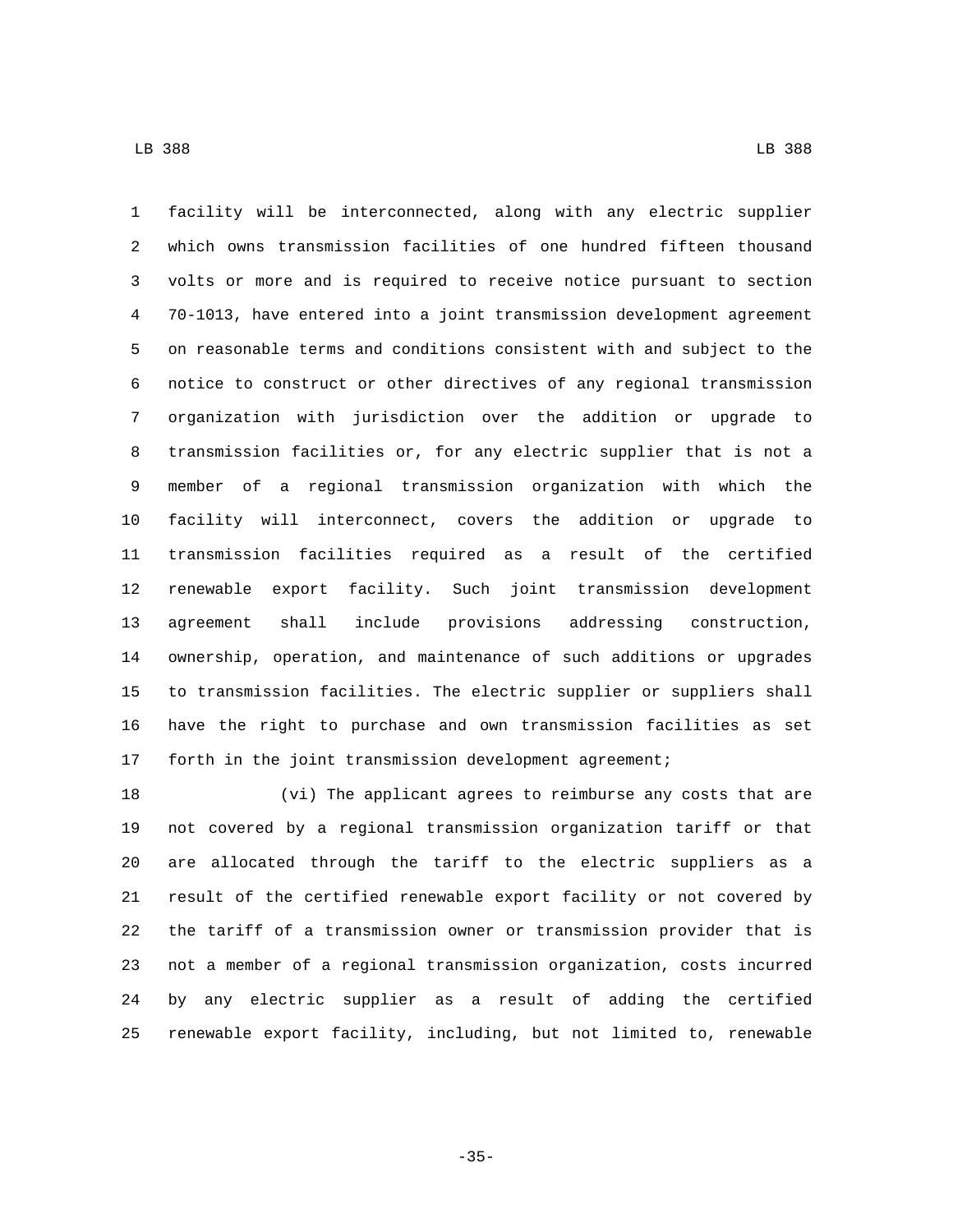facility will be interconnected, along with any electric supplier which owns transmission facilities of one hundred fifteen thousand volts or more and is required to receive notice pursuant to section 70-1013, have entered into a joint transmission development agreement on reasonable terms and conditions consistent with and subject to the notice to construct or other directives of any regional transmission organization with jurisdiction over the addition or upgrade to transmission facilities or, for any electric supplier that is not a member of a regional transmission organization with which the facility will interconnect, covers the addition or upgrade to transmission facilities required as a result of the certified renewable export facility. Such joint transmission development agreement shall include provisions addressing construction, ownership, operation, and maintenance of such additions or upgrades to transmission facilities. The electric supplier or suppliers shall have the right to purchase and own transmission facilities as set forth in the joint transmission development agreement;

(vi) The applicant agrees to reimburse any costs that are not covered by a regional transmission organization tariff or that are allocated through the tariff to the electric suppliers as a result of the certified renewable export facility or not covered by the tariff of a transmission owner or transmission provider that is not a member of a regional transmission organization, costs incurred by any electric supplier as a result of adding the certified renewable export facility, including, but not limited to, renewable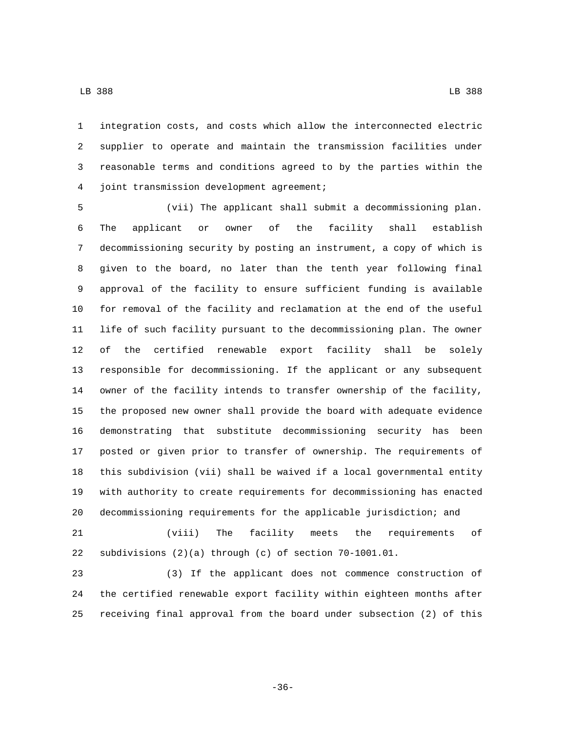integration costs, and costs which allow the interconnected electric supplier to operate and maintain the transmission facilities under reasonable terms and conditions agreed to by the parties within the joint transmission development agreement;

(vii) The applicant shall submit a decommissioning plan. The applicant or owner of the facility shall establish decommissioning security by posting an instrument, a copy of which is given to the board, no later than the tenth year following final approval of the facility to ensure sufficient funding is available for removal of the facility and reclamation at the end of the useful life of such facility pursuant to the decommissioning plan. The owner of the certified renewable export facility shall be solely responsible for decommissioning. If the applicant or any subsequent owner of the facility intends to transfer ownership of the facility, the proposed new owner shall provide the board with adequate evidence demonstrating that substitute decommissioning security has been posted or given prior to transfer of ownership. The requirements of this subdivision (vii) shall be waived if a local governmental entity with authority to create requirements for decommissioning has enacted decommissioning requirements for the applicable jurisdiction; and

(viii) The facility meets the requirements of subdivisions (2)(a) through (c) of section 70-1001.01.

(3) If the applicant does not commence construction of the certified renewable export facility within eighteen months after receiving final approval from the board under subsection (2) of this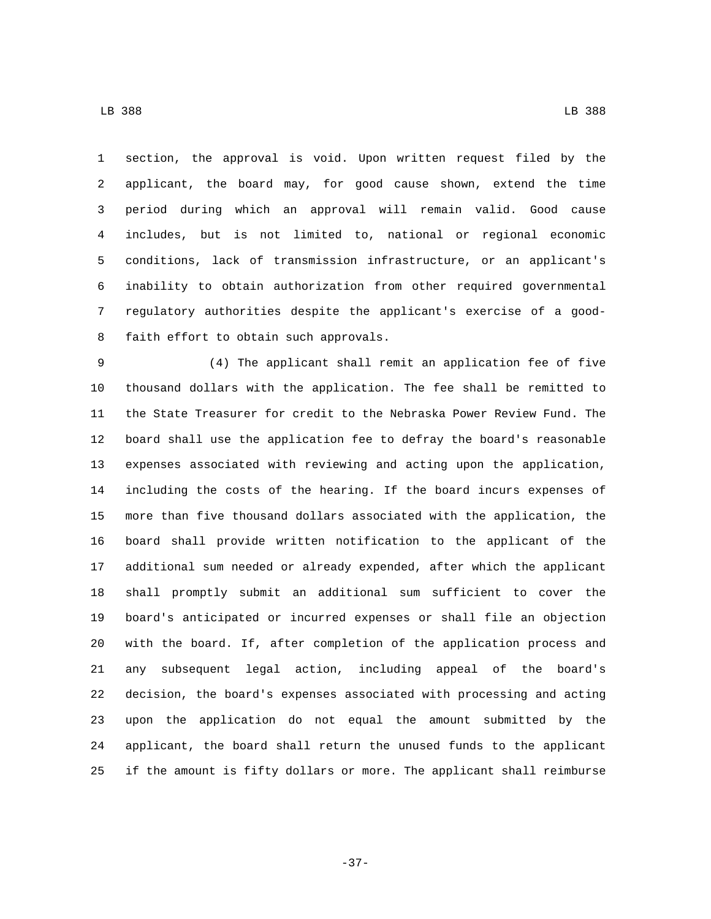section, the approval is void. Upon written request filed by the applicant, the board may, for good cause shown, extend the time period during which an approval will remain valid. Good cause includes, but is not limited to, national or regional economic conditions, lack of transmission infrastructure, or an applicant's inability to obtain authorization from other required governmental regulatory authorities despite the applicant's exercise of a good-faith effort to obtain such approvals.

(4) The applicant shall remit an application fee of five thousand dollars with the application. The fee shall be remitted to the State Treasurer for credit to the Nebraska Power Review Fund. The board shall use the application fee to defray the board's reasonable expenses associated with reviewing and acting upon the application, including the costs of the hearing. If the board incurs expenses of more than five thousand dollars associated with the application, the board shall provide written notification to the applicant of the additional sum needed or already expended, after which the applicant shall promptly submit an additional sum sufficient to cover the board's anticipated or incurred expenses or shall file an objection with the board. If, after completion of the application process and any subsequent legal action, including appeal of the board's decision, the board's expenses associated with processing and acting upon the application do not equal the amount submitted by the applicant, the board shall return the unused funds to the applicant if the amount is fifty dollars or more. The applicant shall reimburse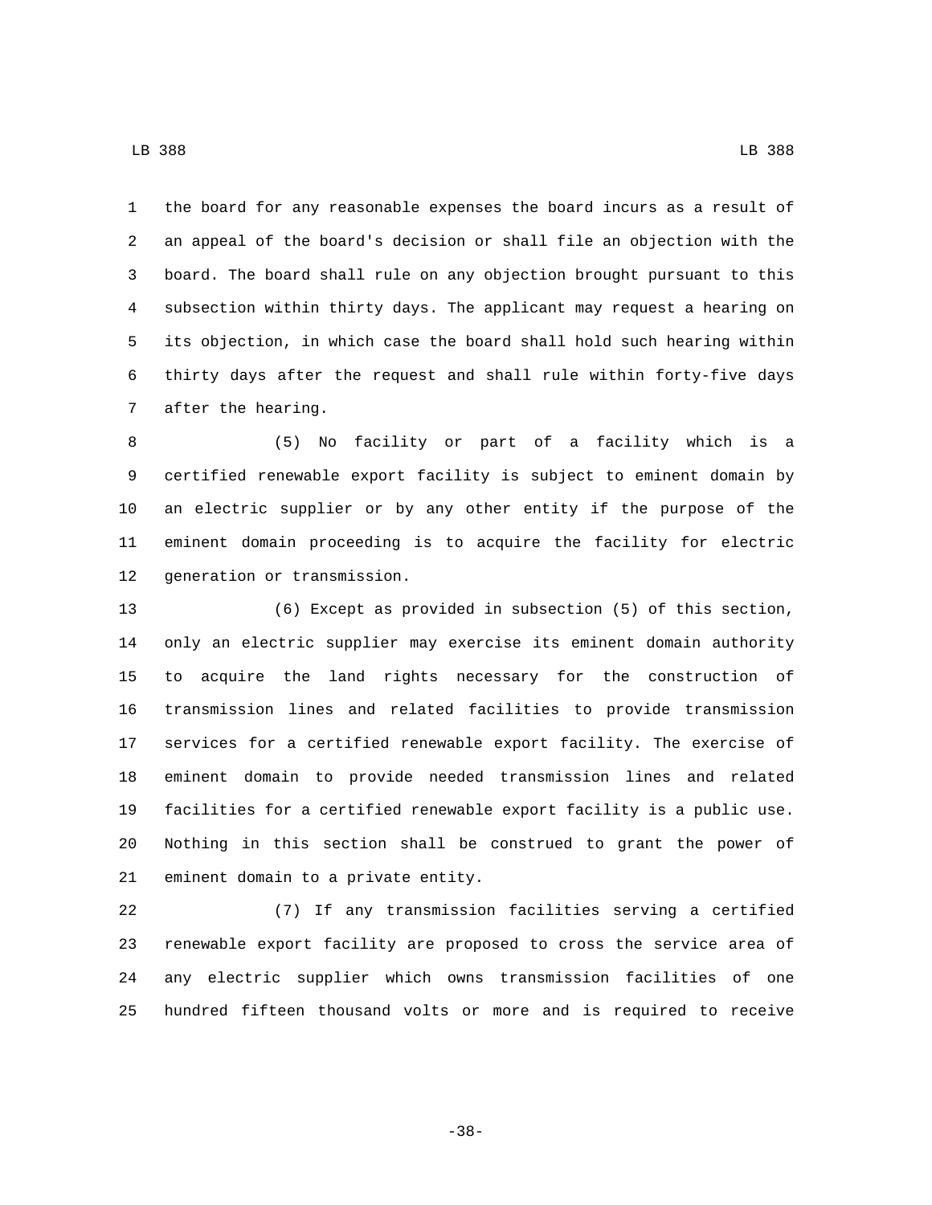the board for any reasonable expenses the board incurs as a result of an appeal of the board's decision or shall file an objection with the board. The board shall rule on any objection brought pursuant to this subsection within thirty days. The applicant may request a hearing on its objection, in which case the board shall hold such hearing within thirty days after the request and shall rule within forty-five days after the hearing.

(5) No facility or part of a facility which is a certified renewable export facility is subject to eminent domain by an electric supplier or by any other entity if the purpose of the eminent domain proceeding is to acquire the facility for electric generation or transmission.

(6) Except as provided in subsection (5) of this section, only an electric supplier may exercise its eminent domain authority to acquire the land rights necessary for the construction of transmission lines and related facilities to provide transmission services for a certified renewable export facility. The exercise of eminent domain to provide needed transmission lines and related facilities for a certified renewable export facility is a public use. Nothing in this section shall be construed to grant the power of eminent domain to a private entity.

(7) If any transmission facilities serving a certified renewable export facility are proposed to cross the service area of any electric supplier which owns transmission facilities of one hundred fifteen thousand volts or more and is required to receive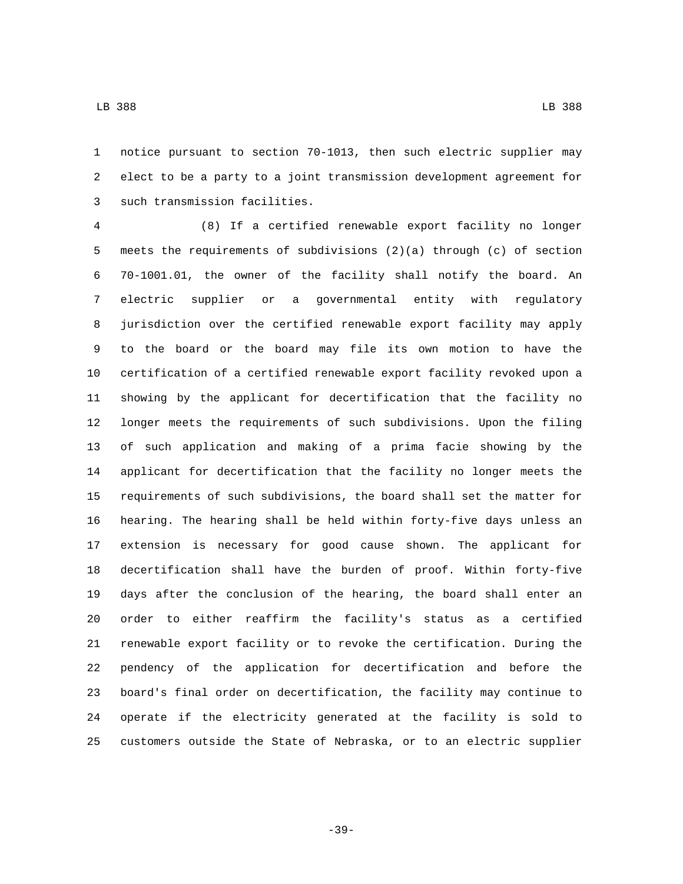notice pursuant to section 70-1013, then such electric supplier may elect to be a party to a joint transmission development agreement for such transmission facilities.

(8) If a certified renewable export facility no longer meets the requirements of subdivisions (2)(a) through (c) of section 70-1001.01, the owner of the facility shall notify the board. An electric supplier or a governmental entity with regulatory jurisdiction over the certified renewable export facility may apply to the board or the board may file its own motion to have the certification of a certified renewable export facility revoked upon a showing by the applicant for decertification that the facility no longer meets the requirements of such subdivisions. Upon the filing of such application and making of a prima facie showing by the applicant for decertification that the facility no longer meets the requirements of such subdivisions, the board shall set the matter for hearing. The hearing shall be held within forty-five days unless an extension is necessary for good cause shown. The applicant for decertification shall have the burden of proof. Within forty-five days after the conclusion of the hearing, the board shall enter an order to either reaffirm the facility's status as a certified renewable export facility or to revoke the certification. During the pendency of the application for decertification and before the board's final order on decertification, the facility may continue to operate if the electricity generated at the facility is sold to customers outside the State of Nebraska, or to an electric supplier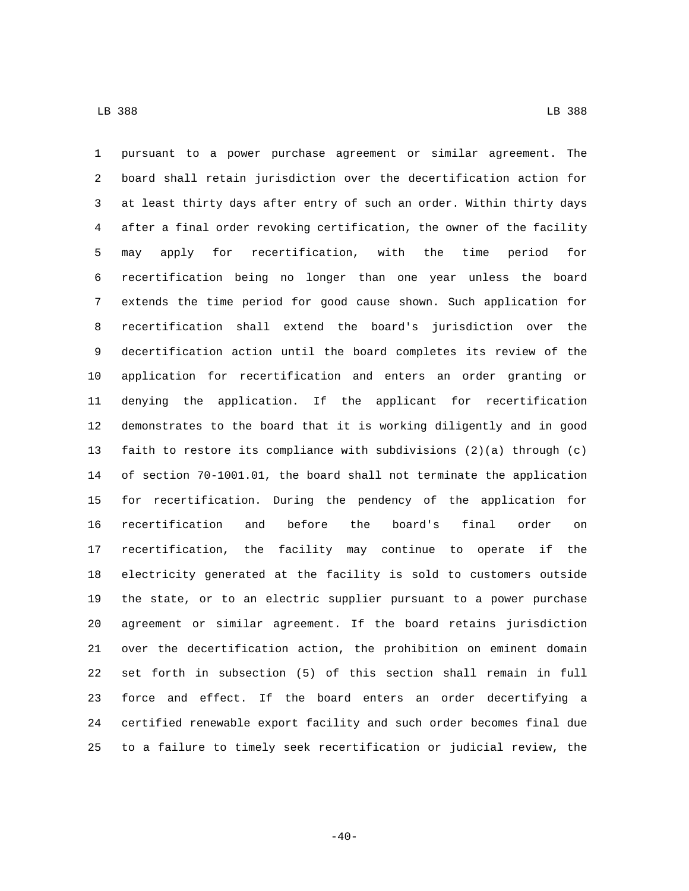pursuant to a power purchase agreement or similar agreement. The board shall retain jurisdiction over the decertification action for at least thirty days after entry of such an order. Within thirty days after a final order revoking certification, the owner of the facility may apply for recertification, with the time period for recertification being no longer than one year unless the board extends the time period for good cause shown. Such application for recertification shall extend the board's jurisdiction over the decertification action until the board completes its review of the application for recertification and enters an order granting or denying the application. If the applicant for recertification demonstrates to the board that it is working diligently and in good faith to restore its compliance with subdivisions (2)(a) through (c) of section 70-1001.01, the board shall not terminate the application for recertification. During the pendency of the application for recertification and before the board's final order on recertification, the facility may continue to operate if the electricity generated at the facility is sold to customers outside the state, or to an electric supplier pursuant to a power purchase agreement or similar agreement. If the board retains jurisdiction over the decertification action, the prohibition on eminent domain set forth in subsection (5) of this section shall remain in full force and effect. If the board enters an order decertifying a certified renewable export facility and such order becomes final due to a failure to timely seek recertification or judicial review, the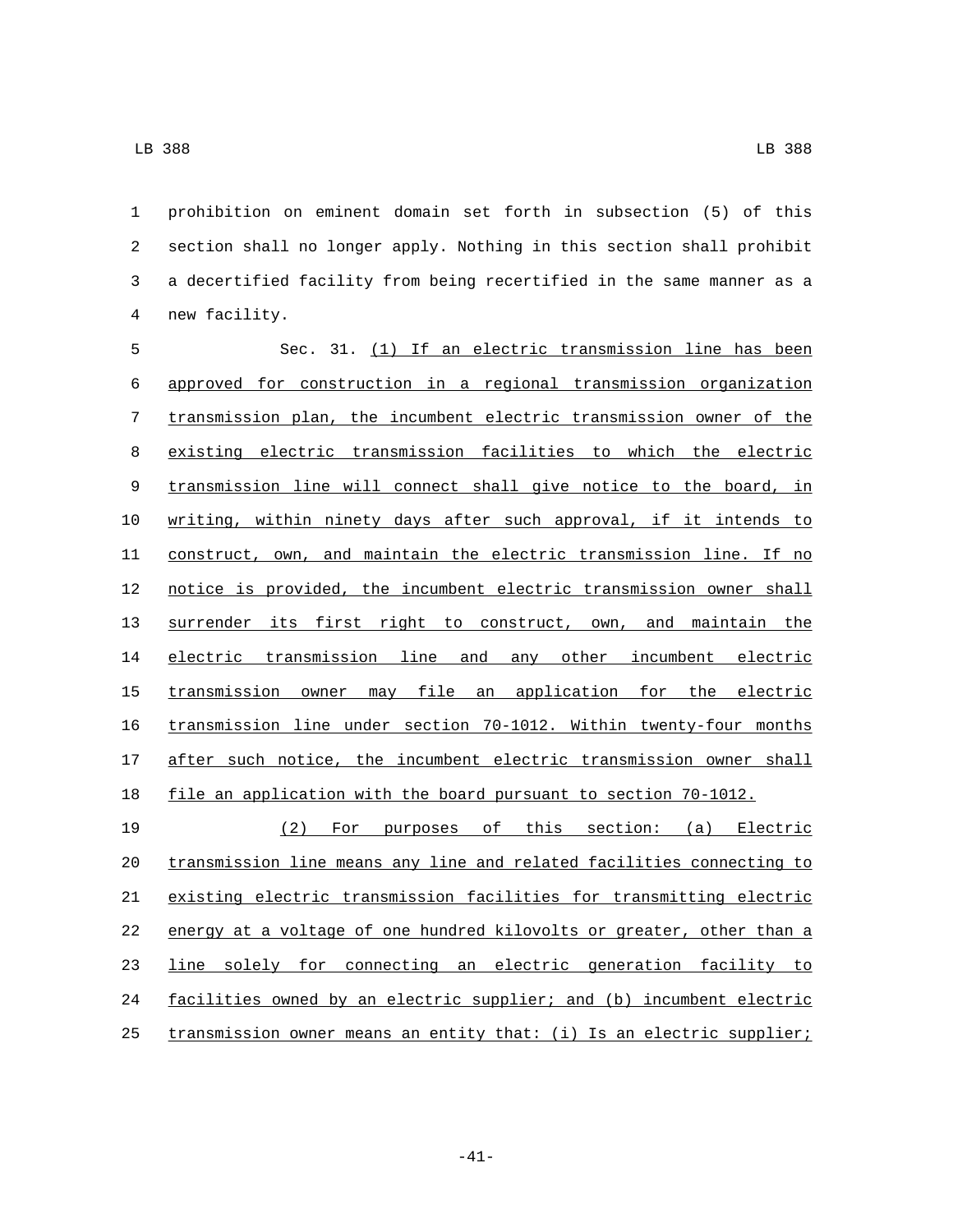prohibition on eminent domain set forth in subsection (5) of this section shall no longer apply. Nothing in this section shall prohibit a decertified facility from being recertified in the same manner as a new facility.

Sec. 31. <u>(1) If an electric transmission line has been approved for construction in a regional transmission organization transmission plan, the incumbent electric transmission owner of the existing electric transmission facilities to which the electric transmission line will connect shall give notice to the board, in writing, within ninety days after such approval, if it intends to construct, own, and maintain the electric transmission line. If no notice is provided, the incumbent electric transmission owner shall surrender its first right to construct, own, and maintain the electric transmission line and any other incumbent electric transmission owner may file an application for the electric transmission line under section 70-1012. Within twenty-four months after such notice, the incumbent electric transmission owner shall file an application with the board pursuant to section 70-1012.</u>

<u>(2) For purposes of this section: (a) Electric transmission line means any line and related facilities connecting to existing electric transmission facilities for transmitting electric energy at a voltage of one hundred kilovolts or greater, other than a line solely for connecting an electric generation facility to facilities owned by an electric supplier; and (b) incumbent electric transmission owner means an entity that: (i) Is an electric supplier;</u>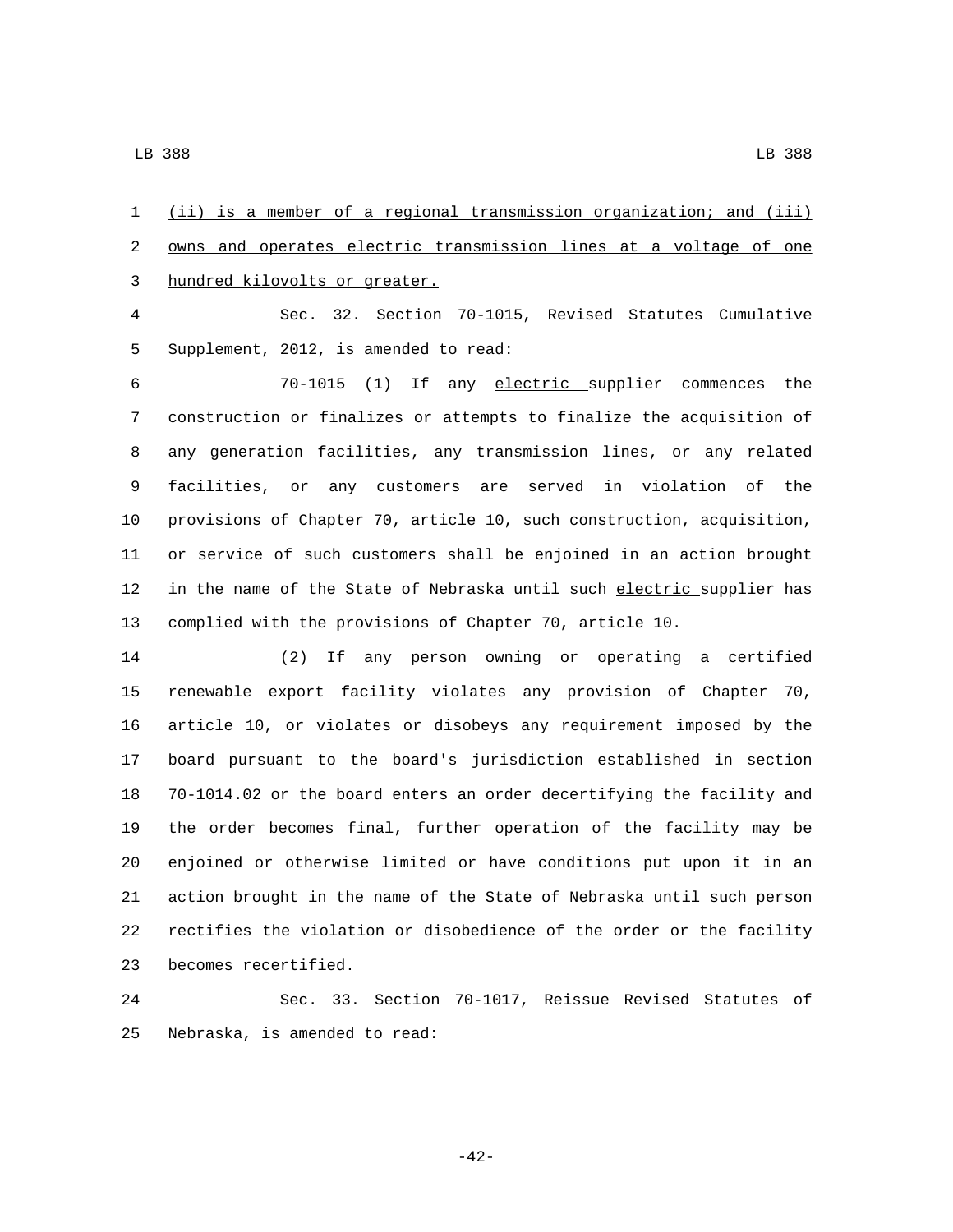(ii) is a member of a regional transmission organization; and (iii) owns and operates electric transmission lines at a voltage of one hundred kilovolts or greater.

Sec. 32. Section 70-1015, Revised Statutes Cumulative Supplement, 2012, is amended to read:

70-1015 (1) If any electric supplier commences the construction or finalizes or attempts to finalize the acquisition of any generation facilities, any transmission lines, or any related facilities, or any customers are served in violation of the provisions of Chapter 70, article 10, such construction, acquisition, or service of such customers shall be enjoined in an action brought in the name of the State of Nebraska until such electric supplier has complied with the provisions of Chapter 70, article 10.

(2) If any person owning or operating a certified renewable export facility violates any provision of Chapter 70, article 10, or violates or disobeys any requirement imposed by the board pursuant to the board's jurisdiction established in section 70-1014.02 or the board enters an order decertifying the facility and the order becomes final, further operation of the facility may be enjoined or otherwise limited or have conditions put upon it in an action brought in the name of the State of Nebraska until such person rectifies the violation or disobedience of the order or the facility becomes recertified.

Sec. 33. Section 70-1017, Reissue Revised Statutes of Nebraska, is amended to read: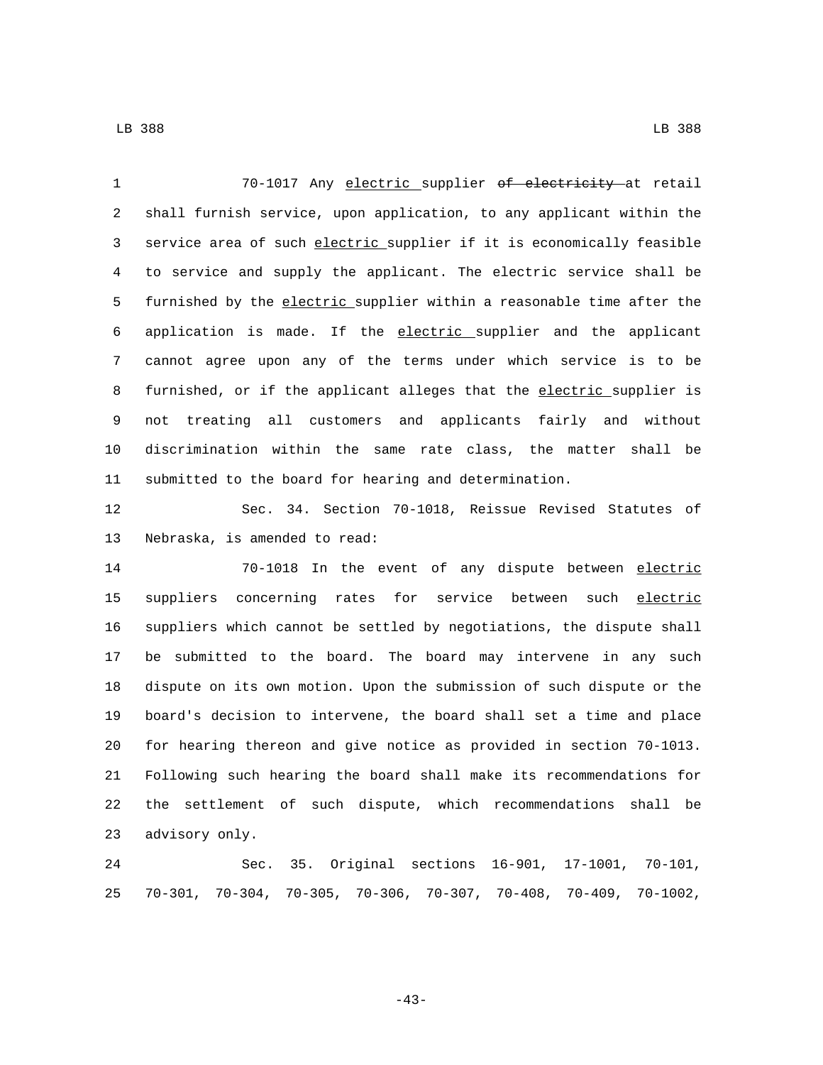70-1017 Any electric supplier ~~of electricity~~ at retail shall furnish service, upon application, to any applicant within the service area of such electric supplier if it is economically feasible to service and supply the applicant. The electric service shall be furnished by the electric supplier within a reasonable time after the application is made. If the electric supplier and the applicant cannot agree upon any of the terms under which service is to be furnished, or if the applicant alleges that the electric supplier is not treating all customers and applicants fairly and without discrimination within the same rate class, the matter shall be submitted to the board for hearing and determination.

Sec. 34. Section 70-1018, Reissue Revised Statutes of Nebraska, is amended to read:

70-1018 In the event of any dispute between electric suppliers concerning rates for service between such electric suppliers which cannot be settled by negotiations, the dispute shall be submitted to the board. The board may intervene in any such dispute on its own motion. Upon the submission of such dispute or the board's decision to intervene, the board shall set a time and place for hearing thereon and give notice as provided in section 70-1013. Following such hearing the board shall make its recommendations for the settlement of such dispute, which recommendations shall be advisory only.

Sec. 35. Original sections 16-901, 17-1001, 70-101, 70-301, 70-304, 70-305, 70-306, 70-307, 70-408, 70-409, 70-1002,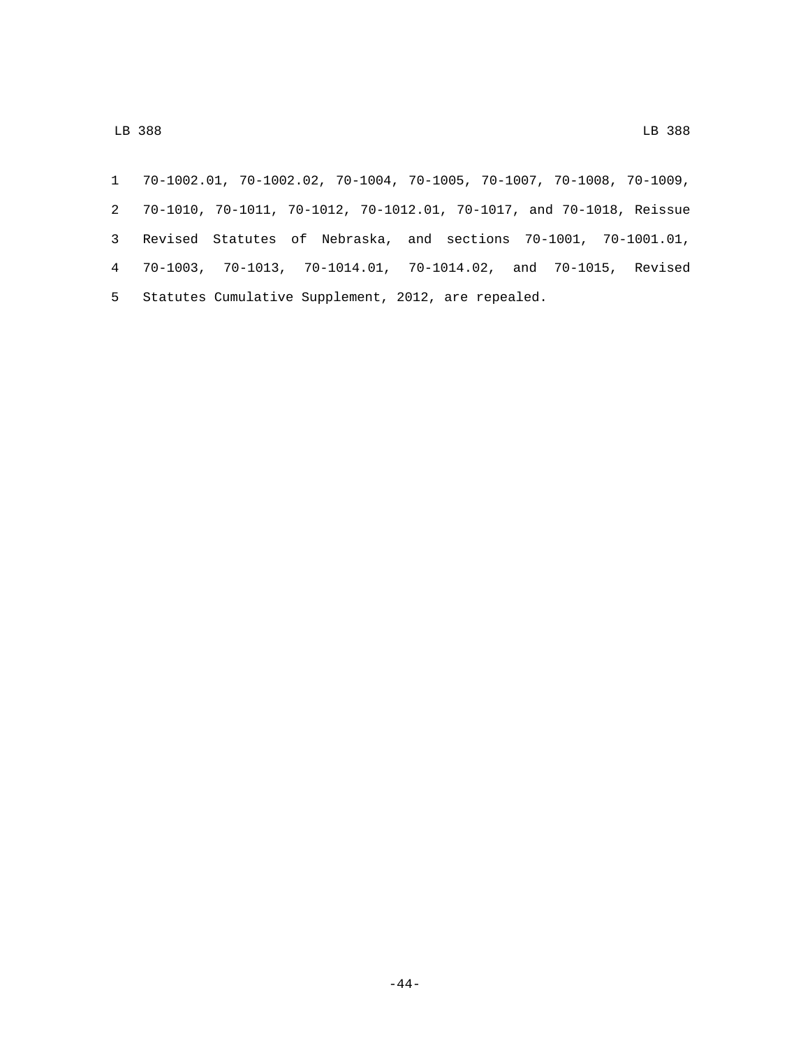70-1002.01, 70-1002.02, 70-1004, 70-1005, 70-1007, 70-1008, 70-1009, 70-1010, 70-1011, 70-1012, 70-1012.01, 70-1017, and 70-1018, Reissue Revised Statutes of Nebraska, and sections 70-1001, 70-1001.01, 70-1003, 70-1013, 70-1014.01, 70-1014.02, and 70-1015, Revised Statutes Cumulative Supplement, 2012, are repealed.